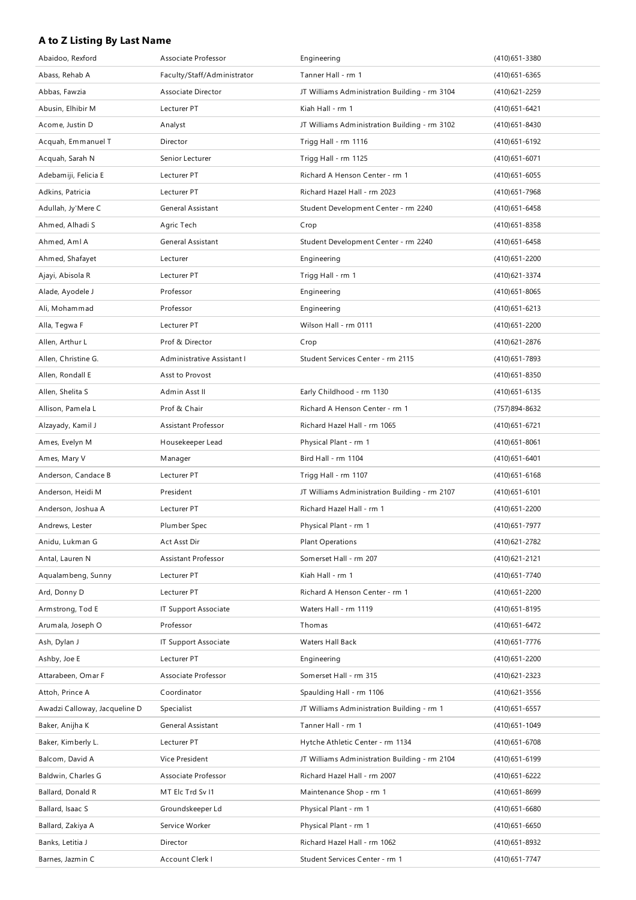### A to Z Listing By Last Name

| Name | Title | Location | Phone |
|---|---|---|---|
| Abaidoo, Rexford | Associate Professor | Engineering | (410)651-3380 |
| Abass, Rehab A | Faculty/Staff/Administrator | Tanner Hall - rm 1 | (410)651-6365 |
| Abbas, Fawzia | Associate Director | JT Williams Administration Building - rm 3104 | (410)621-2259 |
| Abusin, Elhibir M | Lecturer PT | Kiah Hall - rm 1 | (410)651-6421 |
| Acome, Justin D | Analyst | JT Williams Administration Building - rm 3102 | (410)651-8430 |
| Acquah, Emmanuel T | Director | Trigg Hall - rm 1116 | (410)651-6192 |
| Acquah, Sarah N | Senior Lecturer | Trigg Hall - rm 1125 | (410)651-6071 |
| Adebamiji, Felicia E | Lecturer PT | Richard A Henson Center - rm 1 | (410)651-6055 |
| Adkins, Patricia | Lecturer PT | Richard Hazel Hall - rm 2023 | (410)651-7968 |
| Adullah, Jy'Mere C | General Assistant | Student Development Center - rm 2240 | (410)651-6458 |
| Ahmed, Alhadi S | Agric Tech | Crop | (410)651-8358 |
| Ahmed, Aml A | General Assistant | Student Development Center - rm 2240 | (410)651-6458 |
| Ahmed, Shafayet | Lecturer | Engineering | (410)651-2200 |
| Ajayi, Abisola R | Lecturer PT | Trigg Hall - rm 1 | (410)621-3374 |
| Alade, Ayodele J | Professor | Engineering | (410)651-8065 |
| Ali, Mohammad | Professor | Engineering | (410)651-6213 |
| Alla, Tegwa F | Lecturer PT | Wilson Hall - rm 0111 | (410)651-2200 |
| Allen, Arthur L | Prof & Director | Crop | (410)621-2876 |
| Allen, Christine G. | Administrative Assistant I | Student Services Center - rm 2115 | (410)651-7893 |
| Allen, Rondall E | Asst to Provost | | (410)651-8350 |
| Allen, Shelita S | Admin Asst II | Early Childhood - rm 1130 | (410)651-6135 |
| Allison, Pamela L | Prof & Chair | Richard A Henson Center - rm 1 | (757)894-8632 |
| Alzayady, Kamil J | Assistant Professor | Richard Hazel Hall - rm 1065 | (410)651-6721 |
| Ames, Evelyn M | Housekeeper Lead | Physical Plant - rm 1 | (410)651-8061 |
| Ames, Mary V | Manager | Bird Hall - rm 1104 | (410)651-6401 |
| Anderson, Candace B | Lecturer PT | Trigg Hall - rm 1107 | (410)651-6168 |
| Anderson, Heidi M | President | JT Williams Administration Building - rm 2107 | (410)651-6101 |
| Anderson, Joshua A | Lecturer PT | Richard Hazel Hall - rm 1 | (410)651-2200 |
| Andrews, Lester | Plumber Spec | Physical Plant - rm 1 | (410)651-7977 |
| Anidu, Lukman G | Act Asst Dir | Plant Operations | (410)621-2782 |
| Antal, Lauren N | Assistant Professor | Somerset Hall - rm 207 | (410)621-2121 |
| Aqualambeng, Sunny | Lecturer PT | Kiah Hall - rm 1 | (410)651-7740 |
| Ard, Donny D | Lecturer PT | Richard A Henson Center - rm 1 | (410)651-2200 |
| Armstrong, Tod E | IT Support Associate | Waters Hall - rm 1119 | (410)651-8195 |
| Arumala, Joseph O | Professor | Thomas | (410)651-6472 |
| Ash, Dylan J | IT Support Associate | Waters Hall Back | (410)651-7776 |
| Ashby, Joe E | Lecturer PT | Engineering | (410)651-2200 |
| Attarabeen, Omar F | Associate Professor | Somerset Hall - rm 315 | (410)621-2323 |
| Attoh, Prince A | Coordinator | Spaulding Hall - rm 1106 | (410)621-3556 |
| Awadzi Calloway, Jacqueline D | Specialist | JT Williams Administration Building - rm 1 | (410)651-6557 |
| Baker, Anijha K | General Assistant | Tanner Hall - rm 1 | (410)651-1049 |
| Baker, Kimberly L. | Lecturer PT | Hytche Athletic Center - rm 1134 | (410)651-6708 |
| Balcom, David A | Vice President | JT Williams Administration Building - rm 2104 | (410)651-6199 |
| Baldwin, Charles G | Associate Professor | Richard Hazel Hall - rm 2007 | (410)651-6222 |
| Ballard, Donald R | MT Elc Trd Sv I1 | Maintenance Shop - rm 1 | (410)651-8699 |
| Ballard, Isaac S | Groundskeeper Ld | Physical Plant - rm 1 | (410)651-6680 |
| Ballard, Zakiya A | Service Worker | Physical Plant - rm 1 | (410)651-6650 |
| Banks, Letitia J | Director | Richard Hazel Hall - rm 1062 | (410)651-8932 |
| Barnes, Jazmin C | Account Clerk I | Student Services Center - rm 1 | (410)651-7747 |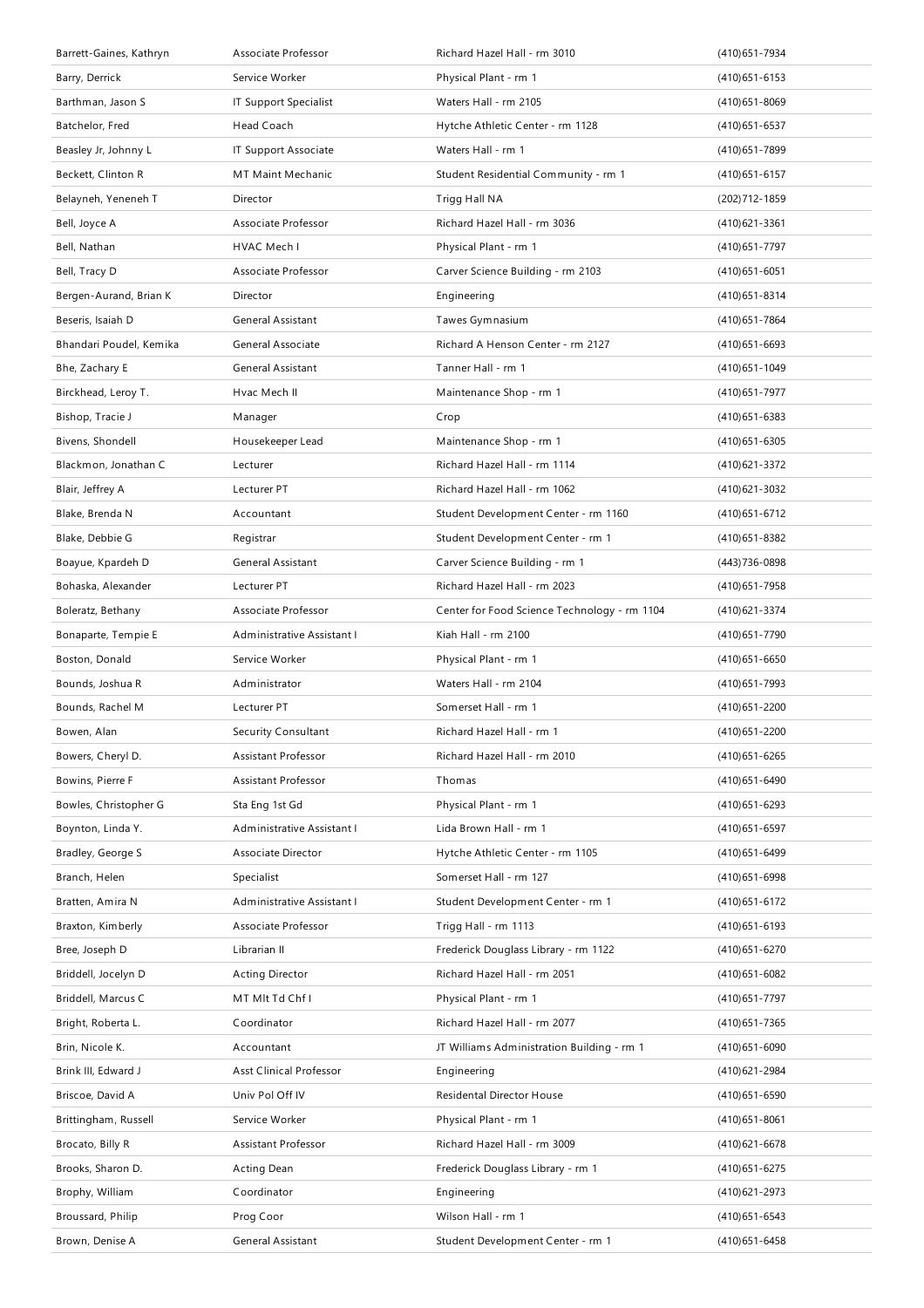| | | | |
|---|---|---|---|
| Barrett-Gaines, Kathryn | Associate Professor | Richard Hazel Hall - rm 3010 | (410)651-7934 |
| Barry, Derrick | Service Worker | Physical Plant - rm 1 | (410)651-6153 |
| Barthman, Jason S | IT Support Specialist | Waters Hall - rm 2105 | (410)651-8069 |
| Batchelor, Fred | Head Coach | Hytche Athletic Center - rm 1128 | (410)651-6537 |
| Beasley Jr, Johnny L | IT Support Associate | Waters Hall - rm 1 | (410)651-7899 |
| Beckett, Clinton R | MT Maint Mechanic | Student Residential Community - rm 1 | (410)651-6157 |
| Belayneh, Yeneneh T | Director | Trigg Hall NA | (202)712-1859 |
| Bell, Joyce A | Associate Professor | Richard Hazel Hall - rm 3036 | (410)621-3361 |
| Bell, Nathan | HVAC Mech I | Physical Plant - rm 1 | (410)651-7797 |
| Bell, Tracy D | Associate Professor | Carver Science Building - rm 2103 | (410)651-6051 |
| Bergen-Aurand, Brian K | Director | Engineering | (410)651-8314 |
| Beseris, Isaiah D | General Assistant | Tawes Gymnasium | (410)651-7864 |
| Bhandari Poudel, Kemika | General Associate | Richard A Henson Center - rm 2127 | (410)651-6693 |
| Bhe, Zachary E | General Assistant | Tanner Hall - rm 1 | (410)651-1049 |
| Birckhead, Leroy T. | Hvac Mech II | Maintenance Shop - rm 1 | (410)651-7977 |
| Bishop, Tracie J | Manager | Crop | (410)651-6383 |
| Bivens, Shondell | Housekeeper Lead | Maintenance Shop - rm 1 | (410)651-6305 |
| Blackmon, Jonathan C | Lecturer | Richard Hazel Hall - rm 1114 | (410)621-3372 |
| Blair, Jeffrey A | Lecturer PT | Richard Hazel Hall - rm 1062 | (410)621-3032 |
| Blake, Brenda N | Accountant | Student Development Center - rm 1160 | (410)651-6712 |
| Blake, Debbie G | Registrar | Student Development Center - rm 1 | (410)651-8382 |
| Boayue, Kpardeh D | General Assistant | Carver Science Building - rm 1 | (443)736-0898 |
| Bohaska, Alexander | Lecturer PT | Richard Hazel Hall - rm 2023 | (410)651-7958 |
| Boleratz, Bethany | Associate Professor | Center for Food Science Technology - rm 1104 | (410)621-3374 |
| Bonaparte, Tempie E | Administrative Assistant I | Kiah Hall - rm 2100 | (410)651-7790 |
| Boston, Donald | Service Worker | Physical Plant - rm 1 | (410)651-6650 |
| Bounds, Joshua R | Administrator | Waters Hall - rm 2104 | (410)651-7993 |
| Bounds, Rachel M | Lecturer PT | Somerset Hall - rm 1 | (410)651-2200 |
| Bowen, Alan | Security Consultant | Richard Hazel Hall - rm 1 | (410)651-2200 |
| Bowers, Cheryl D. | Assistant Professor | Richard Hazel Hall - rm 2010 | (410)651-6265 |
| Bowins, Pierre F | Assistant Professor | Thomas | (410)651-6490 |
| Bowles, Christopher G | Sta Eng 1st Gd | Physical Plant - rm 1 | (410)651-6293 |
| Boynton, Linda Y. | Administrative Assistant I | Lida Brown Hall - rm 1 | (410)651-6597 |
| Bradley, George S | Associate Director | Hytche Athletic Center - rm 1105 | (410)651-6499 |
| Branch, Helen | Specialist | Somerset Hall - rm 127 | (410)651-6998 |
| Bratten, Amira N | Administrative Assistant I | Student Development Center - rm 1 | (410)651-6172 |
| Braxton, Kimberly | Associate Professor | Trigg Hall - rm 1113 | (410)651-6193 |
| Bree, Joseph D | Librarian II | Frederick Douglass Library - rm 1122 | (410)651-6270 |
| Briddell, Jocelyn D | Acting Director | Richard Hazel Hall - rm 2051 | (410)651-6082 |
| Briddell, Marcus C | MT Mlt Td Chf I | Physical Plant - rm 1 | (410)651-7797 |
| Bright, Roberta L. | Coordinator | Richard Hazel Hall - rm 2077 | (410)651-7365 |
| Brin, Nicole K. | Accountant | JT Williams Administration Building - rm 1 | (410)651-6090 |
| Brink III, Edward J | Asst Clinical Professor | Engineering | (410)621-2984 |
| Briscoe, David A | Univ Pol Off IV | Residental Director House | (410)651-6590 |
| Brittingham, Russell | Service Worker | Physical Plant - rm 1 | (410)651-8061 |
| Brocato, Billy R | Assistant Professor | Richard Hazel Hall - rm 3009 | (410)621-6678 |
| Brooks, Sharon D. | Acting Dean | Frederick Douglass Library - rm 1 | (410)651-6275 |
| Brophy, William | Coordinator | Engineering | (410)621-2973 |
| Broussard, Philip | Prog Coor | Wilson Hall - rm 1 | (410)651-6543 |
| Brown, Denise A | General Assistant | Student Development Center - rm 1 | (410)651-6458 |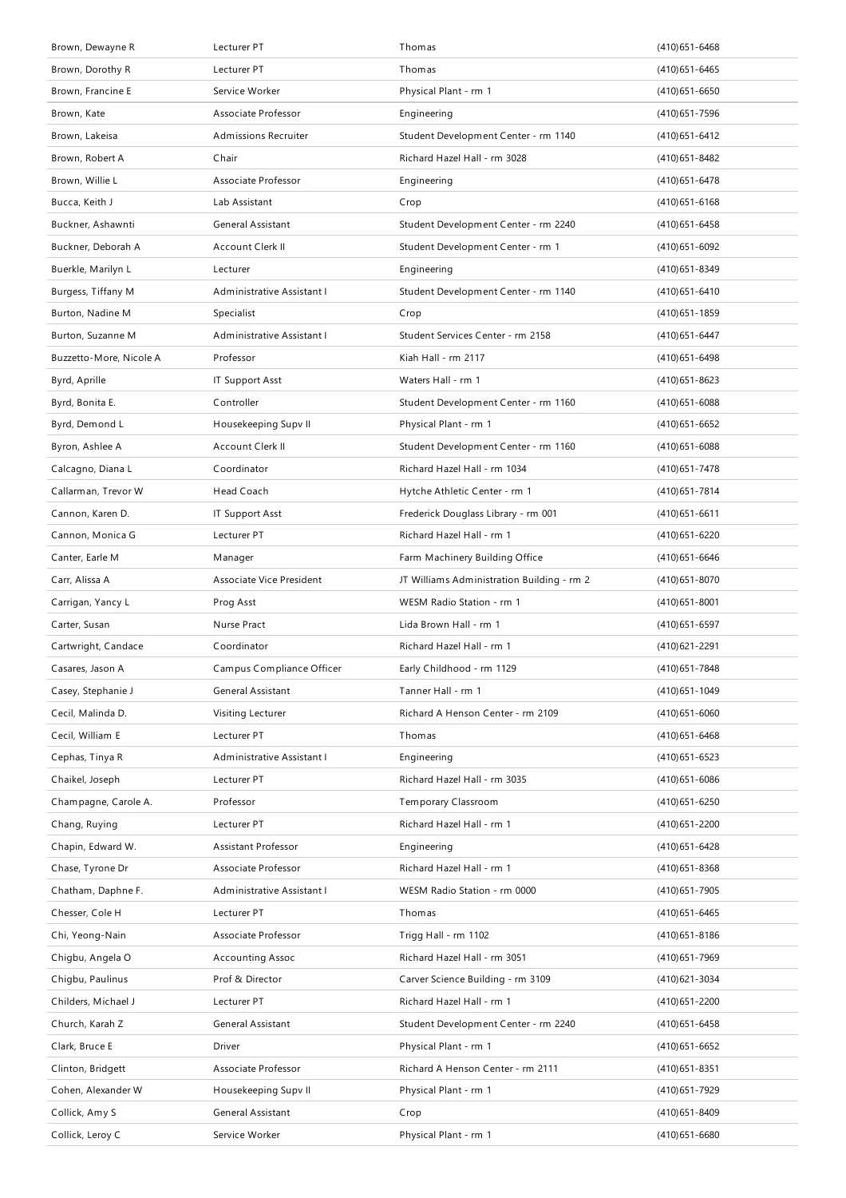| Brown, Dewayne R | Lecturer PT | Thomas | (410)651-6468 |
|---|---|---|---|
| Brown, Dorothy R | Lecturer PT | Thomas | (410)651-6465 |
| Brown, Francine E | Service Worker | Physical Plant - rm 1 | (410)651-6650 |
| Brown, Kate | Associate Professor | Engineering | (410)651-7596 |
| Brown, Lakeisa | Admissions Recruiter | Student Development Center - rm 1140 | (410)651-6412 |
| Brown, Robert A | Chair | Richard Hazel Hall - rm 3028 | (410)651-8482 |
| Brown, Willie L | Associate Professor | Engineering | (410)651-6478 |
| Bucca, Keith J | Lab Assistant | Crop | (410)651-6168 |
| Buckner, Ashawnti | General Assistant | Student Development Center - rm 2240 | (410)651-6458 |
| Buckner, Deborah A | Account Clerk II | Student Development Center - rm 1 | (410)651-6092 |
| Buerkle, Marilyn L | Lecturer | Engineering | (410)651-8349 |
| Burgess, Tiffany M | Administrative Assistant I | Student Development Center - rm 1140 | (410)651-6410 |
| Burton, Nadine M | Specialist | Crop | (410)651-1859 |
| Burton, Suzanne M | Administrative Assistant I | Student Services Center - rm 2158 | (410)651-6447 |
| Buzzetto-More, Nicole A | Professor | Kiah Hall - rm 2117 | (410)651-6498 |
| Byrd, Aprille | IT Support Asst | Waters Hall - rm 1 | (410)651-8623 |
| Byrd, Bonita E. | Controller | Student Development Center - rm 1160 | (410)651-6088 |
| Byrd, Demond L | Housekeeping Supv II | Physical Plant - rm 1 | (410)651-6652 |
| Byron, Ashlee A | Account Clerk II | Student Development Center - rm 1160 | (410)651-6088 |
| Calcagno, Diana L | Coordinator | Richard Hazel Hall - rm 1034 | (410)651-7478 |
| Callarman, Trevor W | Head Coach | Hytche Athletic Center - rm 1 | (410)651-7814 |
| Cannon, Karen D. | IT Support Asst | Frederick Douglass Library - rm 001 | (410)651-6611 |
| Cannon, Monica G | Lecturer PT | Richard Hazel Hall - rm 1 | (410)651-6220 |
| Canter, Earle M | Manager | Farm Machinery Building Office | (410)651-6646 |
| Carr, Alissa A | Associate Vice President | JT Williams Administration Building - rm 2 | (410)651-8070 |
| Carrigan, Yancy L | Prog Asst | WESM Radio Station - rm 1 | (410)651-8001 |
| Carter, Susan | Nurse Pract | Lida Brown Hall - rm 1 | (410)651-6597 |
| Cartwright, Candace | Coordinator | Richard Hazel Hall - rm 1 | (410)621-2291 |
| Casares, Jason A | Campus Compliance Officer | Early Childhood - rm 1129 | (410)651-7848 |
| Casey, Stephanie J | General Assistant | Tanner Hall - rm 1 | (410)651-1049 |
| Cecil, Malinda D. | Visiting Lecturer | Richard A Henson Center - rm 2109 | (410)651-6060 |
| Cecil, William E | Lecturer PT | Thomas | (410)651-6468 |
| Cephas, Tinya R | Administrative Assistant I | Engineering | (410)651-6523 |
| Chaikel, Joseph | Lecturer PT | Richard Hazel Hall - rm 3035 | (410)651-6086 |
| Champagne, Carole A. | Professor | Temporary Classroom | (410)651-6250 |
| Chang, Ruying | Lecturer PT | Richard Hazel Hall - rm 1 | (410)651-2200 |
| Chapin, Edward W. | Assistant Professor | Engineering | (410)651-6428 |
| Chase, Tyrone Dr | Associate Professor | Richard Hazel Hall - rm 1 | (410)651-8368 |
| Chatham, Daphne F. | Administrative Assistant I | WESM Radio Station - rm 0000 | (410)651-7905 |
| Chesser, Cole H | Lecturer PT | Thomas | (410)651-6465 |
| Chi, Yeong-Nain | Associate Professor | Trigg Hall - rm 1102 | (410)651-8186 |
| Chigbu, Angela O | Accounting Assoc | Richard Hazel Hall - rm 3051 | (410)651-7969 |
| Chigbu, Paulinus | Prof & Director | Carver Science Building - rm 3109 | (410)621-3034 |
| Childers, Michael J | Lecturer PT | Richard Hazel Hall - rm 1 | (410)651-2200 |
| Church, Karah Z | General Assistant | Student Development Center - rm 2240 | (410)651-6458 |
| Clark, Bruce E | Driver | Physical Plant - rm 1 | (410)651-6652 |
| Clinton, Bridgett | Associate Professor | Richard A Henson Center - rm 2111 | (410)651-8351 |
| Cohen, Alexander W | Housekeeping Supv II | Physical Plant - rm 1 | (410)651-7929 |
| Collick, Amy S | General Assistant | Crop | (410)651-8409 |
| Collick, Leroy C | Service Worker | Physical Plant - rm 1 | (410)651-6680 |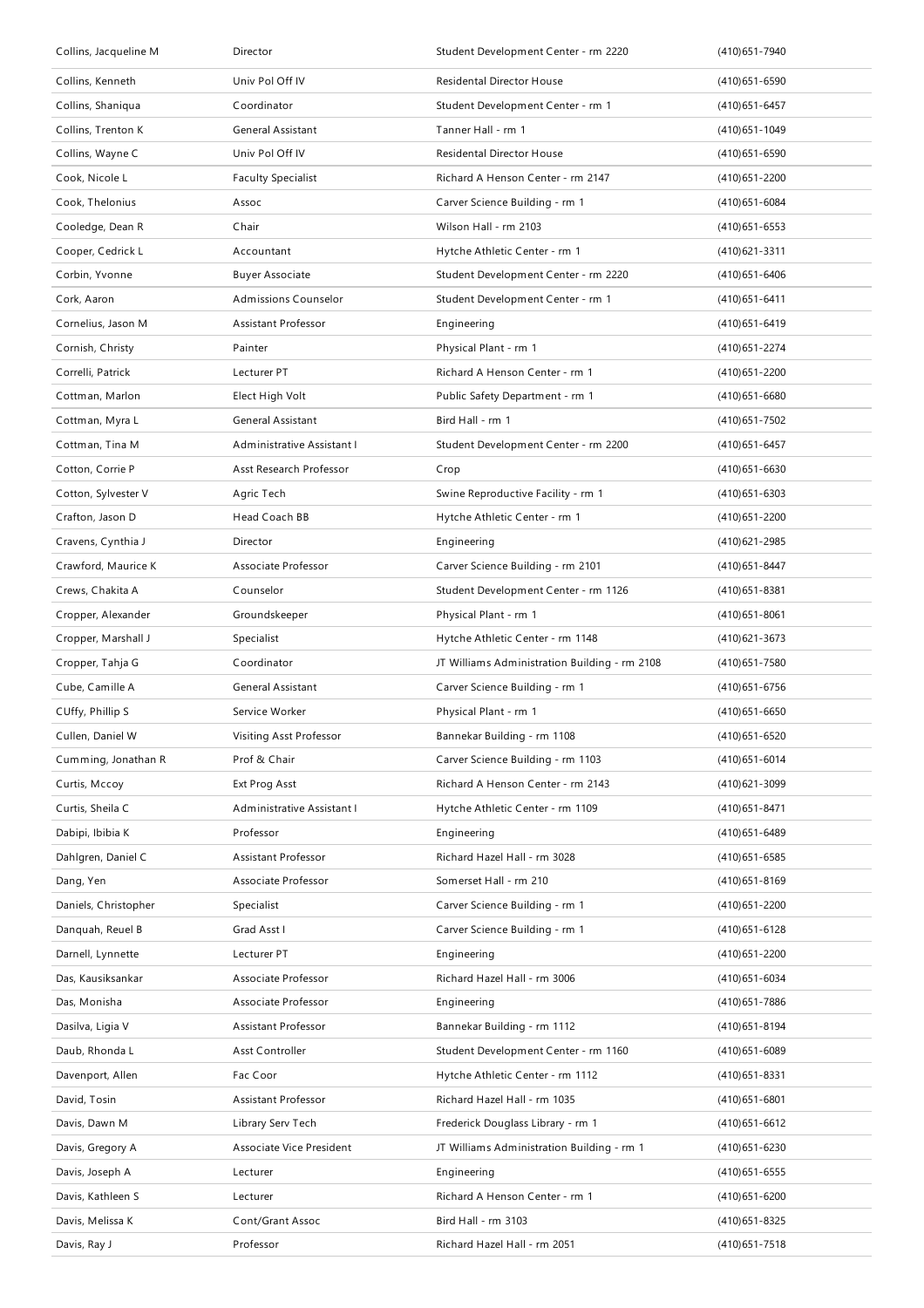| | | | |
|---|---|---|---|
| Collins, Jacqueline M | Director | Student Development Center - rm 2220 | (410)651-7940 |
| Collins, Kenneth | Univ Pol Off IV | Residental Director House | (410)651-6590 |
| Collins, Shaniqua | Coordinator | Student Development Center - rm 1 | (410)651-6457 |
| Collins, Trenton K | General Assistant | Tanner Hall - rm 1 | (410)651-1049 |
| Collins, Wayne C | Univ Pol Off IV | Residental Director House | (410)651-6590 |
| Cook, Nicole L | Faculty Specialist | Richard A Henson Center - rm 2147 | (410)651-2200 |
| Cook, Thelonius | Assoc | Carver Science Building - rm 1 | (410)651-6084 |
| Cooledge, Dean R | Chair | Wilson Hall - rm 2103 | (410)651-6553 |
| Cooper, Cedrick L | Accountant | Hytche Athletic Center - rm 1 | (410)621-3311 |
| Corbin, Yvonne | Buyer Associate | Student Development Center - rm 2220 | (410)651-6406 |
| Cork, Aaron | Admissions Counselor | Student Development Center - rm 1 | (410)651-6411 |
| Cornelius, Jason M | Assistant Professor | Engineering | (410)651-6419 |
| Cornish, Christy | Painter | Physical Plant - rm 1 | (410)651-2274 |
| Correlli, Patrick | Lecturer PT | Richard A Henson Center - rm 1 | (410)651-2200 |
| Cottman, Marlon | Elect High Volt | Public Safety Department - rm 1 | (410)651-6680 |
| Cottman, Myra L | General Assistant | Bird Hall - rm 1 | (410)651-7502 |
| Cottman, Tina M | Administrative Assistant I | Student Development Center - rm 2200 | (410)651-6457 |
| Cotton, Corrie P | Asst Research Professor | Crop | (410)651-6630 |
| Cotton, Sylvester V | Agric Tech | Swine Reproductive Facility - rm 1 | (410)651-6303 |
| Crafton, Jason D | Head Coach BB | Hytche Athletic Center - rm 1 | (410)651-2200 |
| Cravens, Cynthia J | Director | Engineering | (410)621-2985 |
| Crawford, Maurice K | Associate Professor | Carver Science Building - rm 2101 | (410)651-8447 |
| Crews, Chakita A | Counselor | Student Development Center - rm 1126 | (410)651-8381 |
| Cropper, Alexander | Groundskeeper | Physical Plant - rm 1 | (410)651-8061 |
| Cropper, Marshall J | Specialist | Hytche Athletic Center - rm 1148 | (410)621-3673 |
| Cropper, Tahja G | Coordinator | JT Williams Administration Building - rm 2108 | (410)651-7580 |
| Cube, Camille A | General Assistant | Carver Science Building - rm 1 | (410)651-6756 |
| CUffy, Phillip S | Service Worker | Physical Plant - rm 1 | (410)651-6650 |
| Cullen, Daniel W | Visiting Asst Professor | Bannekar Building - rm 1108 | (410)651-6520 |
| Cumming, Jonathan R | Prof & Chair | Carver Science Building - rm 1103 | (410)651-6014 |
| Curtis, Mccoy | Ext Prog Asst | Richard A Henson Center - rm 2143 | (410)621-3099 |
| Curtis, Sheila C | Administrative Assistant I | Hytche Athletic Center - rm 1109 | (410)651-8471 |
| Dabipi, Ibibia K | Professor | Engineering | (410)651-6489 |
| Dahlgren, Daniel C | Assistant Professor | Richard Hazel Hall - rm 3028 | (410)651-6585 |
| Dang, Yen | Associate Professor | Somerset Hall - rm 210 | (410)651-8169 |
| Daniels, Christopher | Specialist | Carver Science Building - rm 1 | (410)651-2200 |
| Danquah, Reuel B | Grad Asst I | Carver Science Building - rm 1 | (410)651-6128 |
| Darnell, Lynnette | Lecturer PT | Engineering | (410)651-2200 |
| Das, Kausiksankar | Associate Professor | Richard Hazel Hall - rm 3006 | (410)651-6034 |
| Das, Monisha | Associate Professor | Engineering | (410)651-7886 |
| Dasilva, Ligia V | Assistant Professor | Bannekar Building - rm 1112 | (410)651-8194 |
| Daub, Rhonda L | Asst Controller | Student Development Center - rm 1160 | (410)651-6089 |
| Davenport, Allen | Fac Coor | Hytche Athletic Center - rm 1112 | (410)651-8331 |
| David, Tosin | Assistant Professor | Richard Hazel Hall - rm 1035 | (410)651-6801 |
| Davis, Dawn M | Library Serv Tech | Frederick Douglass Library - rm 1 | (410)651-6612 |
| Davis, Gregory A | Associate Vice President | JT Williams Administration Building - rm 1 | (410)651-6230 |
| Davis, Joseph A | Lecturer | Engineering | (410)651-6555 |
| Davis, Kathleen S | Lecturer | Richard A Henson Center - rm 1 | (410)651-6200 |
| Davis, Melissa K | Cont/Grant Assoc | Bird Hall - rm 3103 | (410)651-8325 |
| Davis, Ray J | Professor | Richard Hazel Hall - rm 2051 | (410)651-7518 |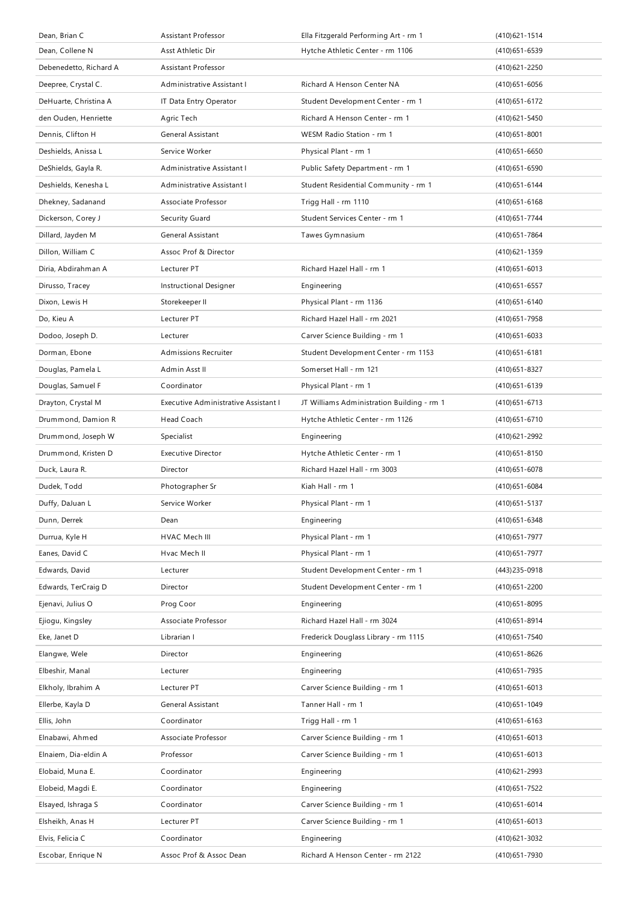| Dean, Brian C | Assistant Professor | Ella Fitzgerald Performing Art - rm 1 | (410)621-1514 |
|---|---|---|---|
| Dean, Collene N | Asst Athletic Dir | Hytche Athletic Center - rm 1106 | (410)651-6539 |
| Debenedetto, Richard A | Assistant Professor | | (410)621-2250 |
| Deepree, Crystal C. | Administrative Assistant I | Richard A Henson Center NA | (410)651-6056 |
| DeHuarte, Christina A | IT Data Entry Operator | Student Development Center - rm 1 | (410)651-6172 |
| den Ouden, Henriette | Agric Tech | Richard A Henson Center - rm 1 | (410)621-5450 |
| Dennis, Clifton H | General Assistant | WESM Radio Station - rm 1 | (410)651-8001 |
| Deshields, Anissa L | Service Worker | Physical Plant - rm 1 | (410)651-6650 |
| DeShields, Gayla R. | Administrative Assistant I | Public Safety Department - rm 1 | (410)651-6590 |
| Deshields, Kenesha L | Administrative Assistant I | Student Residential Community - rm 1 | (410)651-6144 |
| Dhekney, Sadanand | Associate Professor | Trigg Hall - rm 1110 | (410)651-6168 |
| Dickerson, Corey J | Security Guard | Student Services Center - rm 1 | (410)651-7744 |
| Dillard, Jayden M | General Assistant | Tawes Gymnasium | (410)651-7864 |
| Dillon, William C | Assoc Prof & Director | | (410)621-1359 |
| Diria, Abdirahman A | Lecturer PT | Richard Hazel Hall - rm 1 | (410)651-6013 |
| Dirusso, Tracey | Instructional Designer | Engineering | (410)651-6557 |
| Dixon, Lewis H | Storekeeper II | Physical Plant - rm 1136 | (410)651-6140 |
| Do, Kieu A | Lecturer PT | Richard Hazel Hall - rm 2021 | (410)651-7958 |
| Dodoo, Joseph D. | Lecturer | Carver Science Building - rm 1 | (410)651-6033 |
| Dorman, Ebone | Admissions Recruiter | Student Development Center - rm 1153 | (410)651-6181 |
| Douglas, Pamela L | Admin Asst II | Somerset Hall - rm 121 | (410)651-8327 |
| Douglas, Samuel F | Coordinator | Physical Plant - rm 1 | (410)651-6139 |
| Drayton, Crystal M | Executive Administrative Assistant I | JT Williams Administration Building - rm 1 | (410)651-6713 |
| Drummond, Damion R | Head Coach | Hytche Athletic Center - rm 1126 | (410)651-6710 |
| Drummond, Joseph W | Specialist | Engineering | (410)621-2992 |
| Drummond, Kristen D | Executive Director | Hytche Athletic Center - rm 1 | (410)651-8150 |
| Duck, Laura R. | Director | Richard Hazel Hall - rm 3003 | (410)651-6078 |
| Dudek, Todd | Photographer Sr | Kiah Hall - rm 1 | (410)651-6084 |
| Duffy, DaJuan L | Service Worker | Physical Plant - rm 1 | (410)651-5137 |
| Dunn, Derrek | Dean | Engineering | (410)651-6348 |
| Durrua, Kyle H | HVAC Mech III | Physical Plant - rm 1 | (410)651-7977 |
| Eanes, David C | Hvac Mech II | Physical Plant - rm 1 | (410)651-7977 |
| Edwards, David | Lecturer | Student Development Center - rm 1 | (443)235-0918 |
| Edwards, TerCraig D | Director | Student Development Center - rm 1 | (410)651-2200 |
| Ejenavi, Julius O | Prog Coor | Engineering | (410)651-8095 |
| Ejiogu, Kingsley | Associate Professor | Richard Hazel Hall - rm 3024 | (410)651-8914 |
| Eke, Janet D | Librarian I | Frederick Douglass Library - rm 1115 | (410)651-7540 |
| Elangwe, Wele | Director | Engineering | (410)651-8626 |
| Elbeshir, Manal | Lecturer | Engineering | (410)651-7935 |
| Elkholy, Ibrahim A | Lecturer PT | Carver Science Building - rm 1 | (410)651-6013 |
| Ellerbe, Kayla D | General Assistant | Tanner Hall - rm 1 | (410)651-1049 |
| Ellis, John | Coordinator | Trigg Hall - rm 1 | (410)651-6163 |
| Elnabawi, Ahmed | Associate Professor | Carver Science Building - rm 1 | (410)651-6013 |
| Elnaiem, Dia-eldin A | Professor | Carver Science Building - rm 1 | (410)651-6013 |
| Elobaid, Muna E. | Coordinator | Engineering | (410)621-2993 |
| Elobeid, Magdi E. | Coordinator | Engineering | (410)651-7522 |
| Elsayed, Ishraga S | Coordinator | Carver Science Building - rm 1 | (410)651-6014 |
| Elsheikh, Anas H | Lecturer PT | Carver Science Building - rm 1 | (410)651-6013 |
| Elvis, Felicia C | Coordinator | Engineering | (410)621-3032 |
| Escobar, Enrique N | Assoc Prof & Assoc Dean | Richard A Henson Center - rm 2122 | (410)651-7930 |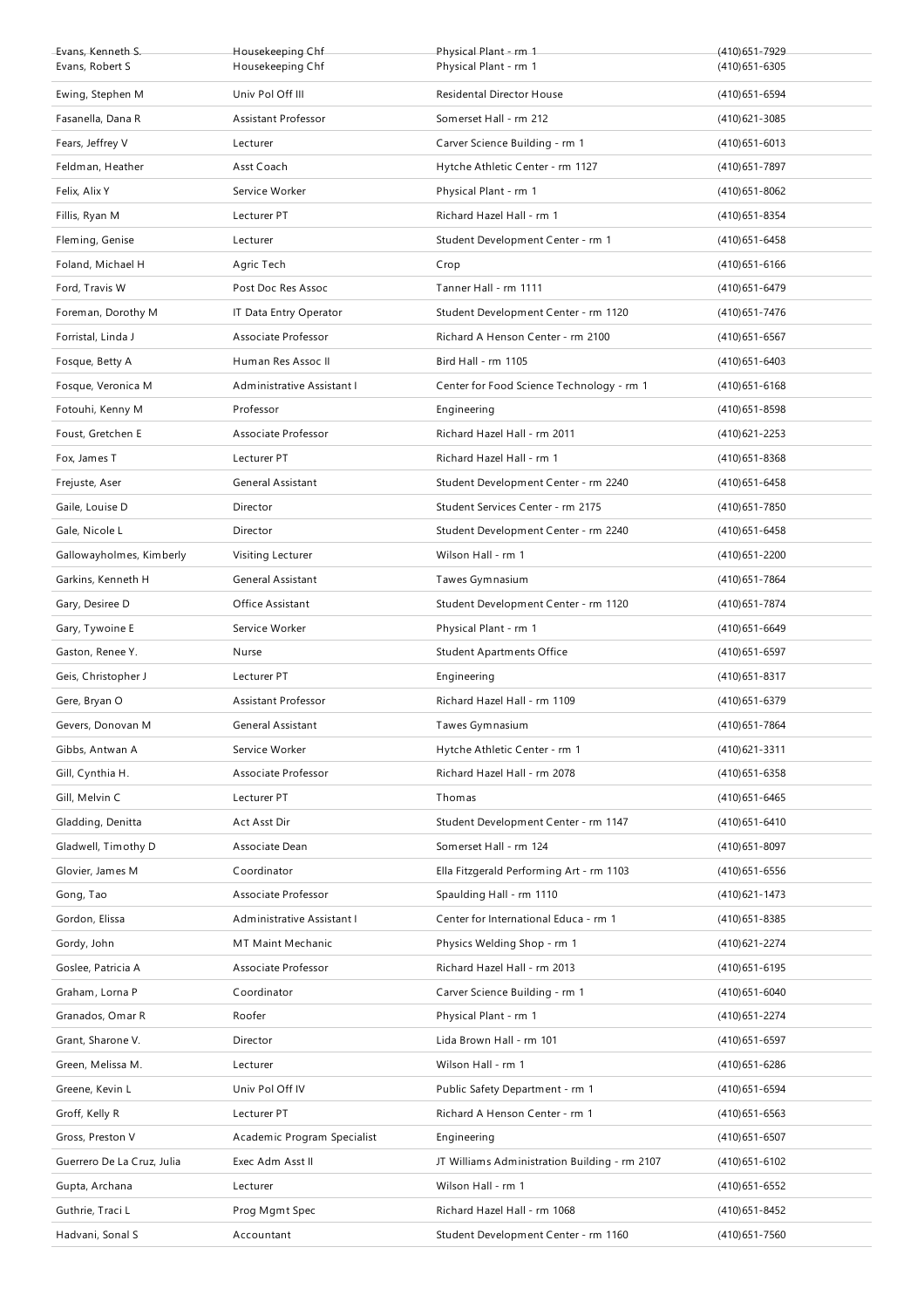| | | | |
|---|---|---|---|
| Evans, Kenneth S. | Housekeeping Chf | Physical Plant - rm 1 | (410)651-7929 |
| Evans, Robert S | Housekeeping Chf | Physical Plant - rm 1 | (410)651-6305 |
| Ewing, Stephen M | Univ Pol Off III | Residental Director House | (410)651-6594 |
| Fasanella, Dana R | Assistant Professor | Somerset Hall - rm 212 | (410)621-3085 |
| Fears, Jeffrey V | Lecturer | Carver Science Building - rm 1 | (410)651-6013 |
| Feldman, Heather | Asst Coach | Hytche Athletic Center - rm 1127 | (410)651-7897 |
| Felix, Alix Y | Service Worker | Physical Plant - rm 1 | (410)651-8062 |
| Fillis, Ryan M | Lecturer PT | Richard Hazel Hall - rm 1 | (410)651-8354 |
| Fleming, Genise | Lecturer | Student Development Center - rm 1 | (410)651-6458 |
| Foland, Michael H | Agric Tech | Crop | (410)651-6166 |
| Ford, Travis W | Post Doc Res Assoc | Tanner Hall - rm 1111 | (410)651-6479 |
| Foreman, Dorothy M | IT Data Entry Operator | Student Development Center - rm 1120 | (410)651-7476 |
| Forristal, Linda J | Associate Professor | Richard A Henson Center - rm 2100 | (410)651-6567 |
| Fosque, Betty A | Human Res Assoc II | Bird Hall - rm 1105 | (410)651-6403 |
| Fosque, Veronica M | Administrative Assistant I | Center for Food Science Technology - rm 1 | (410)651-6168 |
| Fotouhi, Kenny M | Professor | Engineering | (410)651-8598 |
| Foust, Gretchen E | Associate Professor | Richard Hazel Hall - rm 2011 | (410)621-2253 |
| Fox, James T | Lecturer PT | Richard Hazel Hall - rm 1 | (410)651-8368 |
| Frejuste, Aser | General Assistant | Student Development Center - rm 2240 | (410)651-6458 |
| Gaile, Louise D | Director | Student Services Center - rm 2175 | (410)651-7850 |
| Gale, Nicole L | Director | Student Development Center - rm 2240 | (410)651-6458 |
| Gallowayholmes, Kimberly | Visiting Lecturer | Wilson Hall - rm 1 | (410)651-2200 |
| Garkins, Kenneth H | General Assistant | Tawes Gymnasium | (410)651-7864 |
| Gary, Desiree D | Office Assistant | Student Development Center - rm 1120 | (410)651-7874 |
| Gary, Tywoine E | Service Worker | Physical Plant - rm 1 | (410)651-6649 |
| Gaston, Renee Y. | Nurse | Student Apartments Office | (410)651-6597 |
| Geis, Christopher J | Lecturer PT | Engineering | (410)651-8317 |
| Gere, Bryan O | Assistant Professor | Richard Hazel Hall - rm 1109 | (410)651-6379 |
| Gevers, Donovan M | General Assistant | Tawes Gymnasium | (410)651-7864 |
| Gibbs, Antwan A | Service Worker | Hytche Athletic Center - rm 1 | (410)621-3311 |
| Gill, Cynthia H. | Associate Professor | Richard Hazel Hall - rm 2078 | (410)651-6358 |
| Gill, Melvin C | Lecturer PT | Thomas | (410)651-6465 |
| Gladding, Denitta | Act Asst Dir | Student Development Center - rm 1147 | (410)651-6410 |
| Gladwell, Timothy D | Associate Dean | Somerset Hall - rm 124 | (410)651-8097 |
| Glovier, James M | Coordinator | Ella Fitzgerald Performing Art - rm 1103 | (410)651-6556 |
| Gong, Tao | Associate Professor | Spaulding Hall - rm 1110 | (410)621-1473 |
| Gordon, Elissa | Administrative Assistant I | Center for International Educa - rm 1 | (410)651-8385 |
| Gordy, John | MT Maint Mechanic | Physics Welding Shop - rm 1 | (410)621-2274 |
| Goslee, Patricia A | Associate Professor | Richard Hazel Hall - rm 2013 | (410)651-6195 |
| Graham, Lorna P | Coordinator | Carver Science Building - rm 1 | (410)651-6040 |
| Granados, Omar R | Roofer | Physical Plant - rm 1 | (410)651-2274 |
| Grant, Sharone V. | Director | Lida Brown Hall - rm 101 | (410)651-6597 |
| Green, Melissa M. | Lecturer | Wilson Hall - rm 1 | (410)651-6286 |
| Greene, Kevin L | Univ Pol Off IV | Public Safety Department - rm 1 | (410)651-6594 |
| Groff, Kelly R | Lecturer PT | Richard A Henson Center - rm 1 | (410)651-6563 |
| Gross, Preston V | Academic Program Specialist | Engineering | (410)651-6507 |
| Guerrero De La Cruz, Julia | Exec Adm Asst II | JT Williams Administration Building - rm 2107 | (410)651-6102 |
| Gupta, Archana | Lecturer | Wilson Hall - rm 1 | (410)651-6552 |
| Guthrie, Traci L | Prog Mgmt Spec | Richard Hazel Hall - rm 1068 | (410)651-8452 |
| Hadvani, Sonal S | Accountant | Student Development Center - rm 1160 | (410)651-7560 |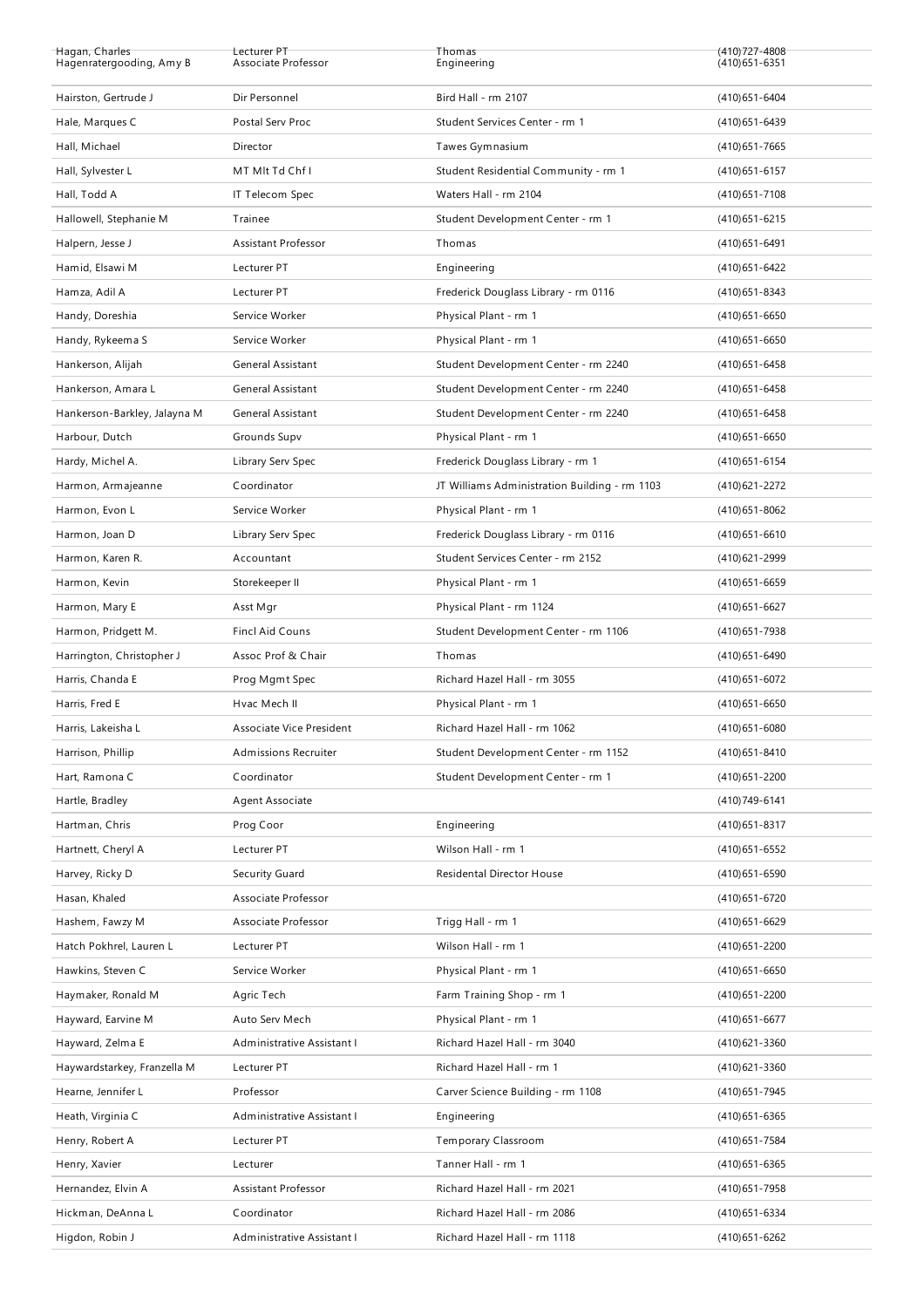| | | | |
|---|---|---|---|
| Hagan, Charles | Lecturer PT | Thomas | (410)727-4808 |
| Hagenratergooding, Amy B | Associate Professor | Engineering | (410)651-6351 |
| Hairston, Gertrude J | Dir Personnel | Bird Hall - rm 2107 | (410)651-6404 |
| Hale, Marques C | Postal Serv Proc | Student Services Center - rm 1 | (410)651-6439 |
| Hall, Michael | Director | Tawes Gymnasium | (410)651-7665 |
| Hall, Sylvester L | MT Mlt Td Chf I | Student Residential Community - rm 1 | (410)651-6157 |
| Hall, Todd A | IT Telecom Spec | Waters Hall - rm 2104 | (410)651-7108 |
| Hallowell, Stephanie M | Trainee | Student Development Center - rm 1 | (410)651-6215 |
| Halpern, Jesse J | Assistant Professor | Thomas | (410)651-6491 |
| Hamid, Elsawi M | Lecturer PT | Engineering | (410)651-6422 |
| Hamza, Adil A | Lecturer PT | Frederick Douglass Library - rm 0116 | (410)651-8343 |
| Handy, Doreshia | Service Worker | Physical Plant - rm 1 | (410)651-6650 |
| Handy, Rykeema S | Service Worker | Physical Plant - rm 1 | (410)651-6650 |
| Hankerson, Alijah | General Assistant | Student Development Center - rm 2240 | (410)651-6458 |
| Hankerson, Amara L | General Assistant | Student Development Center - rm 2240 | (410)651-6458 |
| Hankerson-Barkley, Jalayna M | General Assistant | Student Development Center - rm 2240 | (410)651-6458 |
| Harbour, Dutch | Grounds Supv | Physical Plant - rm 1 | (410)651-6650 |
| Hardy, Michel A. | Library Serv Spec | Frederick Douglass Library - rm 1 | (410)651-6154 |
| Harmon, Armajeanne | Coordinator | JT Williams Administration Building - rm 1103 | (410)621-2272 |
| Harmon, Evon L | Service Worker | Physical Plant - rm 1 | (410)651-8062 |
| Harmon, Joan D | Library Serv Spec | Frederick Douglass Library - rm 0116 | (410)651-6610 |
| Harmon, Karen R. | Accountant | Student Services Center - rm 2152 | (410)621-2999 |
| Harmon, Kevin | Storekeeper II | Physical Plant - rm 1 | (410)651-6659 |
| Harmon, Mary E | Asst Mgr | Physical Plant - rm 1124 | (410)651-6627 |
| Harmon, Pridgett M. | Fincl Aid Couns | Student Development Center - rm 1106 | (410)651-7938 |
| Harrington, Christopher J | Assoc Prof & Chair | Thomas | (410)651-6490 |
| Harris, Chanda E | Prog Mgmt Spec | Richard Hazel Hall - rm 3055 | (410)651-6072 |
| Harris, Fred E | Hvac Mech II | Physical Plant - rm 1 | (410)651-6650 |
| Harris, Lakeisha L | Associate Vice President | Richard Hazel Hall - rm 1062 | (410)651-6080 |
| Harrison, Phillip | Admissions Recruiter | Student Development Center - rm 1152 | (410)651-8410 |
| Hart, Ramona C | Coordinator | Student Development Center - rm 1 | (410)651-2200 |
| Hartle, Bradley | Agent Associate | | (410)749-6141 |
| Hartman, Chris | Prog Coor | Engineering | (410)651-8317 |
| Hartnett, Cheryl A | Lecturer PT | Wilson Hall - rm 1 | (410)651-6552 |
| Harvey, Ricky D | Security Guard | Residental Director House | (410)651-6590 |
| Hasan, Khaled | Associate Professor | | (410)651-6720 |
| Hashem, Fawzy M | Associate Professor | Trigg Hall - rm 1 | (410)651-6629 |
| Hatch Pokhrel, Lauren L | Lecturer PT | Wilson Hall - rm 1 | (410)651-2200 |
| Hawkins, Steven C | Service Worker | Physical Plant - rm 1 | (410)651-6650 |
| Haymaker, Ronald M | Agric Tech | Farm Training Shop - rm 1 | (410)651-2200 |
| Hayward, Earvine M | Auto Serv Mech | Physical Plant - rm 1 | (410)651-6677 |
| Hayward, Zelma E | Administrative Assistant I | Richard Hazel Hall - rm 3040 | (410)621-3360 |
| Haywardstarkey, Franzella M | Lecturer PT | Richard Hazel Hall - rm 1 | (410)621-3360 |
| Hearne, Jennifer L | Professor | Carver Science Building - rm 1108 | (410)651-7945 |
| Heath, Virginia C | Administrative Assistant I | Engineering | (410)651-6365 |
| Henry, Robert A | Lecturer PT | Temporary Classroom | (410)651-7584 |
| Henry, Xavier | Lecturer | Tanner Hall - rm 1 | (410)651-6365 |
| Hernandez, Elvin A | Assistant Professor | Richard Hazel Hall - rm 2021 | (410)651-7958 |
| Hickman, DeAnna L | Coordinator | Richard Hazel Hall - rm 2086 | (410)651-6334 |
| Higdon, Robin J | Administrative Assistant I | Richard Hazel Hall - rm 1118 | (410)651-6262 |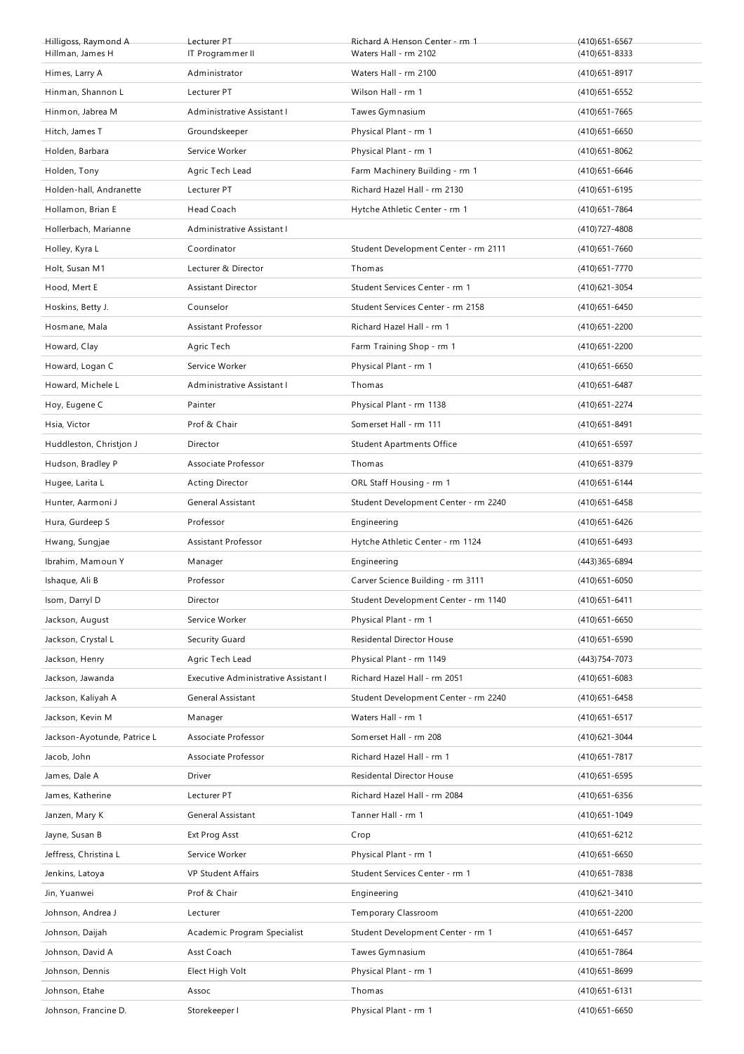| Hilligoss, Raymond A | Lecturer PT | Richard A Henson Center - rm 1 | (410)651-6567 |
|---|---|---|---|
| Hillman, James H | IT Programmer II | Waters Hall - rm 2102 | (410)651-8333 |
| Himes, Larry A | Administrator | Waters Hall - rm 2100 | (410)651-8917 |
| Hinman, Shannon L | Lecturer PT | Wilson Hall - rm 1 | (410)651-6552 |
| Hinmon, Jabrea M | Administrative Assistant I | Tawes Gymnasium | (410)651-7665 |
| Hitch, James T | Groundskeeper | Physical Plant - rm 1 | (410)651-6650 |
| Holden, Barbara | Service Worker | Physical Plant - rm 1 | (410)651-8062 |
| Holden, Tony | Agric Tech Lead | Farm Machinery Building - rm 1 | (410)651-6646 |
| Holden-hall, Andranette | Lecturer PT | Richard Hazel Hall - rm 2130 | (410)651-6195 |
| Hollamon, Brian E | Head Coach | Hytche Athletic Center - rm 1 | (410)651-7864 |
| Hollerbach, Marianne | Administrative Assistant I | | (410)727-4808 |
| Holley, Kyra L | Coordinator | Student Development Center - rm 2111 | (410)651-7660 |
| Holt, Susan M1 | Lecturer & Director | Thomas | (410)651-7770 |
| Hood, Mert E | Assistant Director | Student Services Center - rm 1 | (410)621-3054 |
| Hoskins, Betty J. | Counselor | Student Services Center - rm 2158 | (410)651-6450 |
| Hosmane, Mala | Assistant Professor | Richard Hazel Hall - rm 1 | (410)651-2200 |
| Howard, Clay | Agric Tech | Farm Training Shop - rm 1 | (410)651-2200 |
| Howard, Logan C | Service Worker | Physical Plant - rm 1 | (410)651-6650 |
| Howard, Michele L | Administrative Assistant I | Thomas | (410)651-6487 |
| Hoy, Eugene C | Painter | Physical Plant - rm 1138 | (410)651-2274 |
| Hsia, Victor | Prof & Chair | Somerset Hall - rm 111 | (410)651-8491 |
| Huddleston, Christjon J | Director | Student Apartments Office | (410)651-6597 |
| Hudson, Bradley P | Associate Professor | Thomas | (410)651-8379 |
| Hugee, Larita L | Acting Director | ORL Staff Housing - rm 1 | (410)651-6144 |
| Hunter, Aarmoni J | General Assistant | Student Development Center - rm 2240 | (410)651-6458 |
| Hura, Gurdeep S | Professor | Engineering | (410)651-6426 |
| Hwang, Sungjae | Assistant Professor | Hytche Athletic Center - rm 1124 | (410)651-6493 |
| Ibrahim, Mamoun Y | Manager | Engineering | (443)365-6894 |
| Ishaque, Ali B | Professor | Carver Science Building - rm 3111 | (410)651-6050 |
| Isom, Darryl D | Director | Student Development Center - rm 1140 | (410)651-6411 |
| Jackson, August | Service Worker | Physical Plant - rm 1 | (410)651-6650 |
| Jackson, Crystal L | Security Guard | Residental Director House | (410)651-6590 |
| Jackson, Henry | Agric Tech Lead | Physical Plant - rm 1149 | (443)754-7073 |
| Jackson, Jawanda | Executive Administrative Assistant I | Richard Hazel Hall - rm 2051 | (410)651-6083 |
| Jackson, Kaliyah A | General Assistant | Student Development Center - rm 2240 | (410)651-6458 |
| Jackson, Kevin M | Manager | Waters Hall - rm 1 | (410)651-6517 |
| Jackson-Ayotunde, Patrice L | Associate Professor | Somerset Hall - rm 208 | (410)621-3044 |
| Jacob, John | Associate Professor | Richard Hazel Hall - rm 1 | (410)651-7817 |
| James, Dale A | Driver | Residental Director House | (410)651-6595 |
| James, Katherine | Lecturer PT | Richard Hazel Hall - rm 2084 | (410)651-6356 |
| Janzen, Mary K | General Assistant | Tanner Hall - rm 1 | (410)651-1049 |
| Jayne, Susan B | Ext Prog Asst | Crop | (410)651-6212 |
| Jeffress, Christina L | Service Worker | Physical Plant - rm 1 | (410)651-6650 |
| Jenkins, Latoya | VP Student Affairs | Student Services Center - rm 1 | (410)651-7838 |
| Jin, Yuanwei | Prof & Chair | Engineering | (410)621-3410 |
| Johnson, Andrea J | Lecturer | Temporary Classroom | (410)651-2200 |
| Johnson, Daijah | Academic Program Specialist | Student Development Center - rm 1 | (410)651-6457 |
| Johnson, David A | Asst Coach | Tawes Gymnasium | (410)651-7864 |
| Johnson, Dennis | Elect High Volt | Physical Plant - rm 1 | (410)651-8699 |
| Johnson, Etahe | Assoc | Thomas | (410)651-6131 |
| Johnson, Francine D. | Storekeeper I | Physical Plant - rm 1 | (410)651-6650 |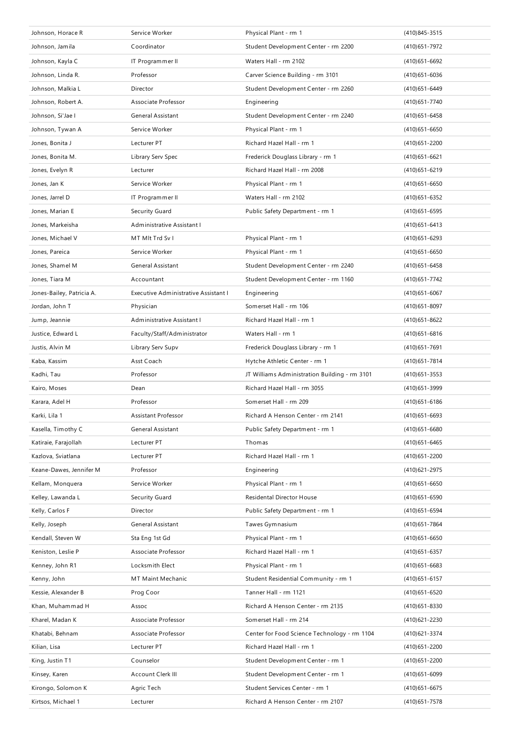| | | | |
|---|---|---|---|
| Johnson, Horace R | Service Worker | Physical Plant - rm 1 | (410)845-3515 |
| Johnson, Jamila | Coordinator | Student Development Center - rm 2200 | (410)651-7972 |
| Johnson, Kayla C | IT Programmer II | Waters Hall - rm 2102 | (410)651-6692 |
| Johnson, Linda R. | Professor | Carver Science Building - rm 3101 | (410)651-6036 |
| Johnson, Malkia L | Director | Student Development Center - rm 2260 | (410)651-6449 |
| Johnson, Robert A. | Associate Professor | Engineering | (410)651-7740 |
| Johnson, Si'Jae I | General Assistant | Student Development Center - rm 2240 | (410)651-6458 |
| Johnson, Tywan A | Service Worker | Physical Plant - rm 1 | (410)651-6650 |
| Jones, Bonita J | Lecturer PT | Richard Hazel Hall - rm 1 | (410)651-2200 |
| Jones, Bonita M. | Library Serv Spec | Frederick Douglass Library - rm 1 | (410)651-6621 |
| Jones, Evelyn R | Lecturer | Richard Hazel Hall - rm 2008 | (410)651-6219 |
| Jones, Jan K | Service Worker | Physical Plant - rm 1 | (410)651-6650 |
| Jones, Jarrel D | IT Programmer II | Waters Hall - rm 2102 | (410)651-6352 |
| Jones, Marian E | Security Guard | Public Safety Department - rm 1 | (410)651-6595 |
| Jones, Markeisha | Administrative Assistant I | | (410)651-6413 |
| Jones, Michael V | MT Mlt Trd Sv I | Physical Plant - rm 1 | (410)651-6293 |
| Jones, Pareica | Service Worker | Physical Plant - rm 1 | (410)651-6650 |
| Jones, Shamel M | General Assistant | Student Development Center - rm 2240 | (410)651-6458 |
| Jones, Tiara M | Accountant | Student Development Center - rm 1160 | (410)651-7742 |
| Jones-Bailey, Patricia A. | Executive Administrative Assistant I | Engineering | (410)651-6067 |
| Jordan, John T | Physician | Somerset Hall - rm 106 | (410)651-8097 |
| Jump, Jeannie | Administrative Assistant I | Richard Hazel Hall - rm 1 | (410)651-8622 |
| Justice, Edward L | Faculty/Staff/Administrator | Waters Hall - rm 1 | (410)651-6816 |
| Justis, Alvin M | Library Serv Supv | Frederick Douglass Library - rm 1 | (410)651-7691 |
| Kaba, Kassim | Asst Coach | Hytche Athletic Center - rm 1 | (410)651-7814 |
| Kadhi, Tau | Professor | JT Williams Administration Building - rm 3101 | (410)651-3553 |
| Kairo, Moses | Dean | Richard Hazel Hall - rm 3055 | (410)651-3999 |
| Karara, Adel H | Professor | Somerset Hall - rm 209 | (410)651-6186 |
| Karki, Lila 1 | Assistant Professor | Richard A Henson Center - rm 2141 | (410)651-6693 |
| Kasella, Timothy C | General Assistant | Public Safety Department - rm 1 | (410)651-6680 |
| Katiraie, Farajollah | Lecturer PT | Thomas | (410)651-6465 |
| Kazlova, Sviatlana | Lecturer PT | Richard Hazel Hall - rm 1 | (410)651-2200 |
| Keane-Dawes, Jennifer M | Professor | Engineering | (410)621-2975 |
| Kellam, Monquera | Service Worker | Physical Plant - rm 1 | (410)651-6650 |
| Kelley, Lawanda L | Security Guard | Residental Director House | (410)651-6590 |
| Kelly, Carlos F | Director | Public Safety Department - rm 1 | (410)651-6594 |
| Kelly, Joseph | General Assistant | Tawes Gymnasium | (410)651-7864 |
| Kendall, Steven W | Sta Eng 1st Gd | Physical Plant - rm 1 | (410)651-6650 |
| Keniston, Leslie P | Associate Professor | Richard Hazel Hall - rm 1 | (410)651-6357 |
| Kenney, John R1 | Locksmith Elect | Physical Plant - rm 1 | (410)651-6683 |
| Kenny, John | MT Maint Mechanic | Student Residential Community - rm 1 | (410)651-6157 |
| Kessie, Alexander B | Prog Coor | Tanner Hall - rm 1121 | (410)651-6520 |
| Khan, Muhammad H | Assoc | Richard A Henson Center - rm 2135 | (410)651-8330 |
| Kharel, Madan K | Associate Professor | Somerset Hall - rm 214 | (410)621-2230 |
| Khatabi, Behnam | Associate Professor | Center for Food Science Technology - rm 1104 | (410)621-3374 |
| Kilian, Lisa | Lecturer PT | Richard Hazel Hall - rm 1 | (410)651-2200 |
| King, Justin T1 | Counselor | Student Development Center - rm 1 | (410)651-2200 |
| Kinsey, Karen | Account Clerk III | Student Development Center - rm 1 | (410)651-6099 |
| Kirongo, Solomon K | Agric Tech | Student Services Center - rm 1 | (410)651-6675 |
| Kirtsos, Michael 1 | Lecturer | Richard A Henson Center - rm 2107 | (410)651-7578 |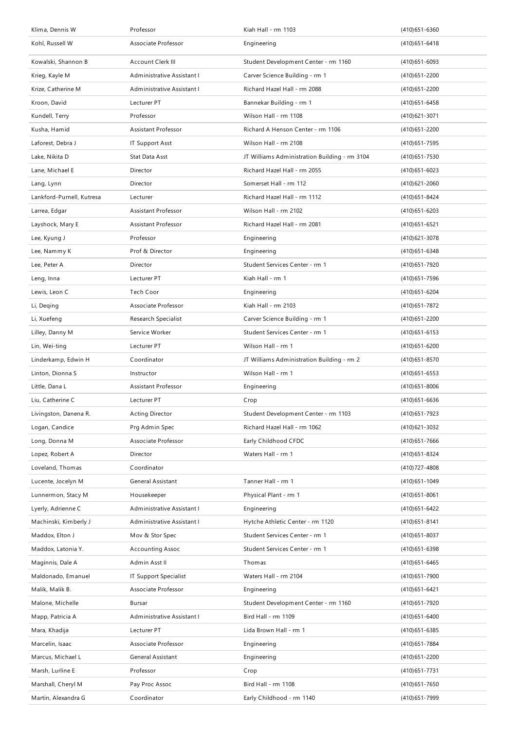| | | | |
|---|---|---|---|
| Klima, Dennis W | Professor | Kiah Hall - rm 1103 | (410)651-6360 |
| Kohl, Russell W | Associate Professor | Engineering | (410)651-6418 |
| Kowalski, Shannon B | Account Clerk III | Student Development Center - rm 1160 | (410)651-6093 |
| Krieg, Kayle M | Administrative Assistant I | Carver Science Building - rm 1 | (410)651-2200 |
| Krize, Catherine M | Administrative Assistant I | Richard Hazel Hall - rm 2088 | (410)651-2200 |
| Kroon, David | Lecturer PT | Bannekar Building - rm 1 | (410)651-6458 |
| Kundell, Terry | Professor | Wilson Hall - rm 1108 | (410)621-3071 |
| Kusha, Hamid | Assistant Professor | Richard A Henson Center - rm 1106 | (410)651-2200 |
| Laforest, Debra J | IT Support Asst | Wilson Hall - rm 2108 | (410)651-7595 |
| Lake, Nikita D | Stat Data Asst | JT Williams Administration Building - rm 3104 | (410)651-7530 |
| Lane, Michael E | Director | Richard Hazel Hall - rm 2055 | (410)651-6023 |
| Lang, Lynn | Director | Somerset Hall - rm 112 | (410)621-2060 |
| Lankford-Purnell, Kutresa | Lecturer | Richard Hazel Hall - rm 1112 | (410)651-8424 |
| Larrea, Edgar | Assistant Professor | Wilson Hall - rm 2102 | (410)651-6203 |
| Layshock, Mary E | Assistant Professor | Richard Hazel Hall - rm 2081 | (410)651-6521 |
| Lee, Kyung J | Professor | Engineering | (410)621-3078 |
| Lee, Nammy K | Prof & Director | Engineering | (410)651-6348 |
| Lee, Peter A | Director | Student Services Center - rm 1 | (410)651-7920 |
| Leng, Inna | Lecturer PT | Kiah Hall - rm 1 | (410)651-7596 |
| Lewis, Leon C | Tech Coor | Engineering | (410)651-6204 |
| Li, Deqing | Associate Professor | Kiah Hall - rm 2103 | (410)651-7872 |
| Li, Xuefeng | Research Specialist | Carver Science Building - rm 1 | (410)651-2200 |
| Lilley, Danny M | Service Worker | Student Services Center - rm 1 | (410)651-6153 |
| Lin, Wei-ting | Lecturer PT | Wilson Hall - rm 1 | (410)651-6200 |
| Linderkamp, Edwin H | Coordinator | JT Williams Administration Building - rm 2 | (410)651-8570 |
| Linton, Dionna S | Instructor | Wilson Hall - rm 1 | (410)651-6553 |
| Little, Dana L | Assistant Professor | Engineering | (410)651-8006 |
| Liu, Catherine C | Lecturer PT | Crop | (410)651-6636 |
| Livingston, Danena R. | Acting Director | Student Development Center - rm 1103 | (410)651-7923 |
| Logan, Candice | Prg Admin Spec | Richard Hazel Hall - rm 1062 | (410)621-3032 |
| Long, Donna M | Associate Professor | Early Childhood CFDC | (410)651-7666 |
| Lopez, Robert A | Director | Waters Hall - rm 1 | (410)651-8324 |
| Loveland, Thomas | Coordinator | | (410)727-4808 |
| Lucente, Jocelyn M | General Assistant | Tanner Hall - rm 1 | (410)651-1049 |
| Lunnermon, Stacy M | Housekeeper | Physical Plant - rm 1 | (410)651-8061 |
| Lyerly, Adrienne C | Administrative Assistant I | Engineering | (410)651-6422 |
| Machinski, Kimberly J | Administrative Assistant I | Hytche Athletic Center - rm 1120 | (410)651-8141 |
| Maddox, Elton J | Mov & Stor Spec | Student Services Center - rm 1 | (410)651-8037 |
| Maddox, Latonia Y. | Accounting Assoc | Student Services Center - rm 1 | (410)651-6398 |
| Maginnis, Dale A | Admin Asst II | Thomas | (410)651-6465 |
| Maldonado, Emanuel | IT Support Specialist | Waters Hall - rm 2104 | (410)651-7900 |
| Malik, Malik B. | Associate Professor | Engineering | (410)651-6421 |
| Malone, Michelle | Bursar | Student Development Center - rm 1160 | (410)651-7920 |
| Mapp, Patricia A | Administrative Assistant I | Bird Hall - rm 1109 | (410)651-6400 |
| Mara, Khadija | Lecturer PT | Lida Brown Hall - rm 1 | (410)651-6385 |
| Marcelin, Isaac | Associate Professor | Engineering | (410)651-7884 |
| Marcus, Michael L | General Assistant | Engineering | (410)651-2200 |
| Marsh, Lurline E | Professor | Crop | (410)651-7731 |
| Marshall, Cheryl M | Pay Proc Assoc | Bird Hall - rm 1108 | (410)651-7650 |
| Martin, Alexandra G | Coordinator | Early Childhood - rm 1140 | (410)651-7999 |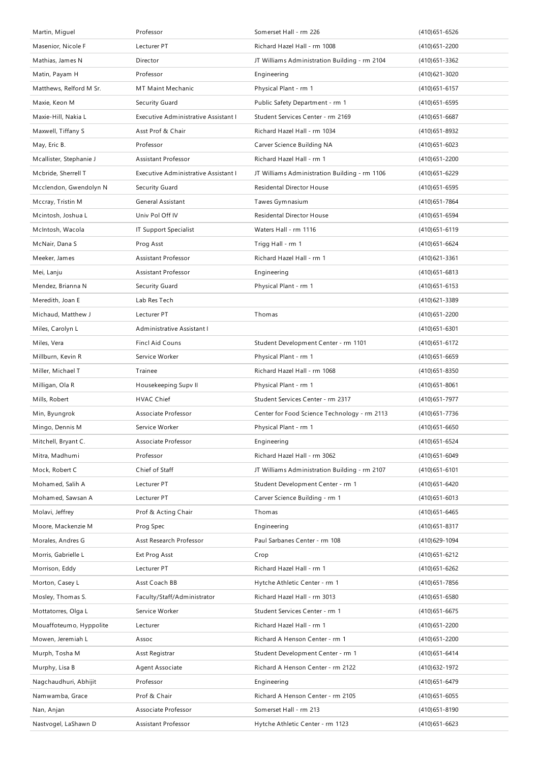| Martin, Miguel | Professor | Somerset Hall - rm 226 | (410)651-6526 |
|---|---|---|---|
| Masenior, Nicole F | Lecturer PT | Richard Hazel Hall - rm 1008 | (410)651-2200 |
| Mathias, James N | Director | JT Williams Administration Building - rm 2104 | (410)651-3362 |
| Matin, Payam H | Professor | Engineering | (410)621-3020 |
| Matthews, Relford M Sr. | MT Maint Mechanic | Physical Plant - rm 1 | (410)651-6157 |
| Maxie, Keon M | Security Guard | Public Safety Department - rm 1 | (410)651-6595 |
| Maxie-Hill, Nakia L | Executive Administrative Assistant I | Student Services Center - rm 2169 | (410)651-6687 |
| Maxwell, Tiffany S | Asst Prof & Chair | Richard Hazel Hall - rm 1034 | (410)651-8932 |
| May, Eric B. | Professor | Carver Science Building NA | (410)651-6023 |
| Mcallister, Stephanie J | Assistant Professor | Richard Hazel Hall - rm 1 | (410)651-2200 |
| Mcbride, Sherrell T | Executive Administrative Assistant I | JT Williams Administration Building - rm 1106 | (410)651-6229 |
| Mcclendon, Gwendolyn N | Security Guard | Residental Director House | (410)651-6595 |
| Mccray, Tristin M | General Assistant | Tawes Gymnasium | (410)651-7864 |
| Mcintosh, Joshua L | Univ Pol Off IV | Residental Director House | (410)651-6594 |
| McIntosh, Wacola | IT Support Specialist | Waters Hall - rm 1116 | (410)651-6119 |
| McNair, Dana S | Prog Asst | Trigg Hall - rm 1 | (410)651-6624 |
| Meeker, James | Assistant Professor | Richard Hazel Hall - rm 1 | (410)621-3361 |
| Mei, Lanju | Assistant Professor | Engineering | (410)651-6813 |
| Mendez, Brianna N | Security Guard | Physical Plant - rm 1 | (410)651-6153 |
| Meredith, Joan E | Lab Res Tech | | (410)621-3389 |
| Michaud, Matthew J | Lecturer PT | Thomas | (410)651-2200 |
| Miles, Carolyn L | Administrative Assistant I | | (410)651-6301 |
| Miles, Vera | Fincl Aid Couns | Student Development Center - rm 1101 | (410)651-6172 |
| Millburn, Kevin R | Service Worker | Physical Plant - rm 1 | (410)651-6659 |
| Miller, Michael T | Trainee | Richard Hazel Hall - rm 1068 | (410)651-8350 |
| Milligan, Ola R | Housekeeping Supv II | Physical Plant - rm 1 | (410)651-8061 |
| Mills, Robert | HVAC Chief | Student Services Center - rm 2317 | (410)651-7977 |
| Min, Byungrok | Associate Professor | Center for Food Science Technology - rm 2113 | (410)651-7736 |
| Mingo, Dennis M | Service Worker | Physical Plant - rm 1 | (410)651-6650 |
| Mitchell, Bryant C. | Associate Professor | Engineering | (410)651-6524 |
| Mitra, Madhumi | Professor | Richard Hazel Hall - rm 3062 | (410)651-6049 |
| Mock, Robert C | Chief of Staff | JT Williams Administration Building - rm 2107 | (410)651-6101 |
| Mohamed, Salih A | Lecturer PT | Student Development Center - rm 1 | (410)651-6420 |
| Mohamed, Sawsan A | Lecturer PT | Carver Science Building - rm 1 | (410)651-6013 |
| Molavi, Jeffrey | Prof & Acting Chair | Thomas | (410)651-6465 |
| Moore, Mackenzie M | Prog Spec | Engineering | (410)651-8317 |
| Morales, Andres G | Asst Research Professor | Paul Sarbanes Center - rm 108 | (410)629-1094 |
| Morris, Gabrielle L | Ext Prog Asst | Crop | (410)651-6212 |
| Morrison, Eddy | Lecturer PT | Richard Hazel Hall - rm 1 | (410)651-6262 |
| Morton, Casey L | Asst Coach BB | Hytche Athletic Center - rm 1 | (410)651-7856 |
| Mosley, Thomas S. | Faculty/Staff/Administrator | Richard Hazel Hall - rm 3013 | (410)651-6580 |
| Mottatorres, Olga L | Service Worker | Student Services Center - rm 1 | (410)651-6675 |
| Mouaffoteumo, Hyppolite | Lecturer | Richard Hazel Hall - rm 1 | (410)651-2200 |
| Mowen, Jeremiah L | Assoc | Richard A Henson Center - rm 1 | (410)651-2200 |
| Murph, Tosha M | Asst Registrar | Student Development Center - rm 1 | (410)651-6414 |
| Murphy, Lisa B | Agent Associate | Richard A Henson Center - rm 2122 | (410)632-1972 |
| Nagchaudhuri, Abhijit | Professor | Engineering | (410)651-6479 |
| Namwamba, Grace | Prof & Chair | Richard A Henson Center - rm 2105 | (410)651-6055 |
| Nan, Anjan | Associate Professor | Somerset Hall - rm 213 | (410)651-8190 |
| Nastvogel, LaShawn D | Assistant Professor | Hytche Athletic Center - rm 1123 | (410)651-6623 |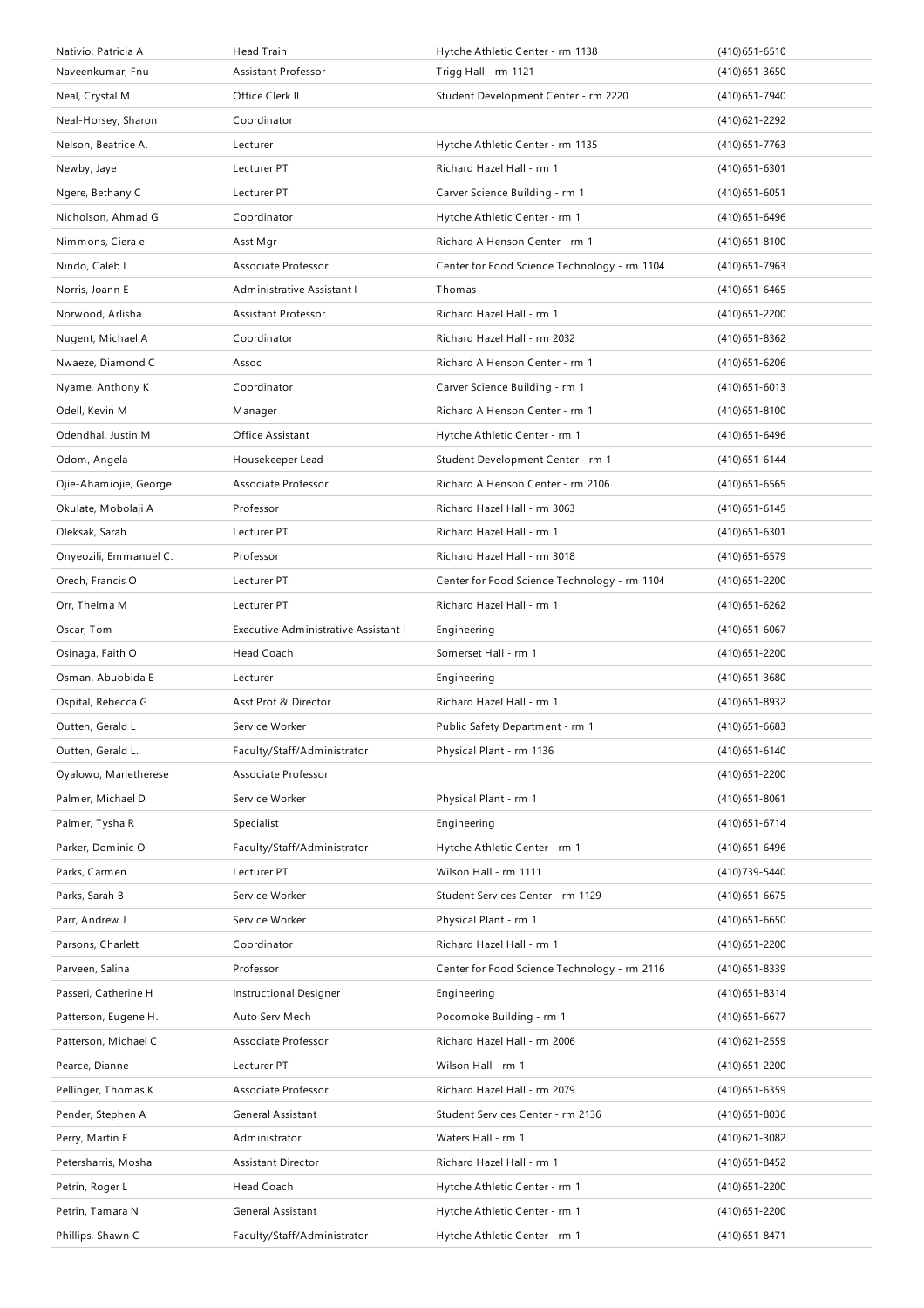| Nativio, Patricia A | Head Train | Hytche Athletic Center - rm 1138 | (410)651-6510 |
|---|---|---|---|
| Naveenkumar, Fnu | Assistant Professor | Trigg Hall - rm 1121 | (410)651-3650 |
| Neal, Crystal M | Office Clerk II | Student Development Center - rm 2220 | (410)651-7940 |
| Neal-Horsey, Sharon | Coordinator | | (410)621-2292 |
| Nelson, Beatrice A. | Lecturer | Hytche Athletic Center - rm 1135 | (410)651-7763 |
| Newby, Jaye | Lecturer PT | Richard Hazel Hall - rm 1 | (410)651-6301 |
| Ngere, Bethany C | Lecturer PT | Carver Science Building - rm 1 | (410)651-6051 |
| Nicholson, Ahmad G | Coordinator | Hytche Athletic Center - rm 1 | (410)651-6496 |
| Nimmons, Ciera e | Asst Mgr | Richard A Henson Center - rm 1 | (410)651-8100 |
| Nindo, Caleb I | Associate Professor | Center for Food Science Technology - rm 1104 | (410)651-7963 |
| Norris, Joann E | Administrative Assistant I | Thomas | (410)651-6465 |
| Norwood, Arlisha | Assistant Professor | Richard Hazel Hall - rm 1 | (410)651-2200 |
| Nugent, Michael A | Coordinator | Richard Hazel Hall - rm 2032 | (410)651-8362 |
| Nwaeze, Diamond C | Assoc | Richard A Henson Center - rm 1 | (410)651-6206 |
| Nyame, Anthony K | Coordinator | Carver Science Building - rm 1 | (410)651-6013 |
| Odell, Kevin M | Manager | Richard A Henson Center - rm 1 | (410)651-8100 |
| Odendhal, Justin M | Office Assistant | Hytche Athletic Center - rm 1 | (410)651-6496 |
| Odom, Angela | Housekeeper Lead | Student Development Center - rm 1 | (410)651-6144 |
| Ojie-Ahamiojie, George | Associate Professor | Richard A Henson Center - rm 2106 | (410)651-6565 |
| Okulate, Mobolaji A | Professor | Richard Hazel Hall - rm 3063 | (410)651-6145 |
| Oleksak, Sarah | Lecturer PT | Richard Hazel Hall - rm 1 | (410)651-6301 |
| Onyeozili, Emmanuel C. | Professor | Richard Hazel Hall - rm 3018 | (410)651-6579 |
| Orech, Francis O | Lecturer PT | Center for Food Science Technology - rm 1104 | (410)651-2200 |
| Orr, Thelma M | Lecturer PT | Richard Hazel Hall - rm 1 | (410)651-6262 |
| Oscar, Tom | Executive Administrative Assistant I | Engineering | (410)651-6067 |
| Osinaga, Faith O | Head Coach | Somerset Hall - rm 1 | (410)651-2200 |
| Osman, Abuobida E | Lecturer | Engineering | (410)651-3680 |
| Ospital, Rebecca G | Asst Prof & Director | Richard Hazel Hall - rm 1 | (410)651-8932 |
| Outten, Gerald L | Service Worker | Public Safety Department - rm 1 | (410)651-6683 |
| Outten, Gerald L. | Faculty/Staff/Administrator | Physical Plant - rm 1136 | (410)651-6140 |
| Oyalowo, Marietherese | Associate Professor | | (410)651-2200 |
| Palmer, Michael D | Service Worker | Physical Plant - rm 1 | (410)651-8061 |
| Palmer, Tysha R | Specialist | Engineering | (410)651-6714 |
| Parker, Dominic O | Faculty/Staff/Administrator | Hytche Athletic Center - rm 1 | (410)651-6496 |
| Parks, Carmen | Lecturer PT | Wilson Hall - rm 1111 | (410)739-5440 |
| Parks, Sarah B | Service Worker | Student Services Center - rm 1129 | (410)651-6675 |
| Parr, Andrew J | Service Worker | Physical Plant - rm 1 | (410)651-6650 |
| Parsons, Charlett | Coordinator | Richard Hazel Hall - rm 1 | (410)651-2200 |
| Parveen, Salina | Professor | Center for Food Science Technology - rm 2116 | (410)651-8339 |
| Passeri, Catherine H | Instructional Designer | Engineering | (410)651-8314 |
| Patterson, Eugene H. | Auto Serv Mech | Pocomoke Building - rm 1 | (410)651-6677 |
| Patterson, Michael C | Associate Professor | Richard Hazel Hall - rm 2006 | (410)621-2559 |
| Pearce, Dianne | Lecturer PT | Wilson Hall - rm 1 | (410)651-2200 |
| Pellinger, Thomas K | Associate Professor | Richard Hazel Hall - rm 2079 | (410)651-6359 |
| Pender, Stephen A | General Assistant | Student Services Center - rm 2136 | (410)651-8036 |
| Perry, Martin E | Administrator | Waters Hall - rm 1 | (410)621-3082 |
| Petersharris, Mosha | Assistant Director | Richard Hazel Hall - rm 1 | (410)651-8452 |
| Petrin, Roger L | Head Coach | Hytche Athletic Center - rm 1 | (410)651-2200 |
| Petrin, Tamara N | General Assistant | Hytche Athletic Center - rm 1 | (410)651-2200 |
| Phillips, Shawn C | Faculty/Staff/Administrator | Hytche Athletic Center - rm 1 | (410)651-8471 |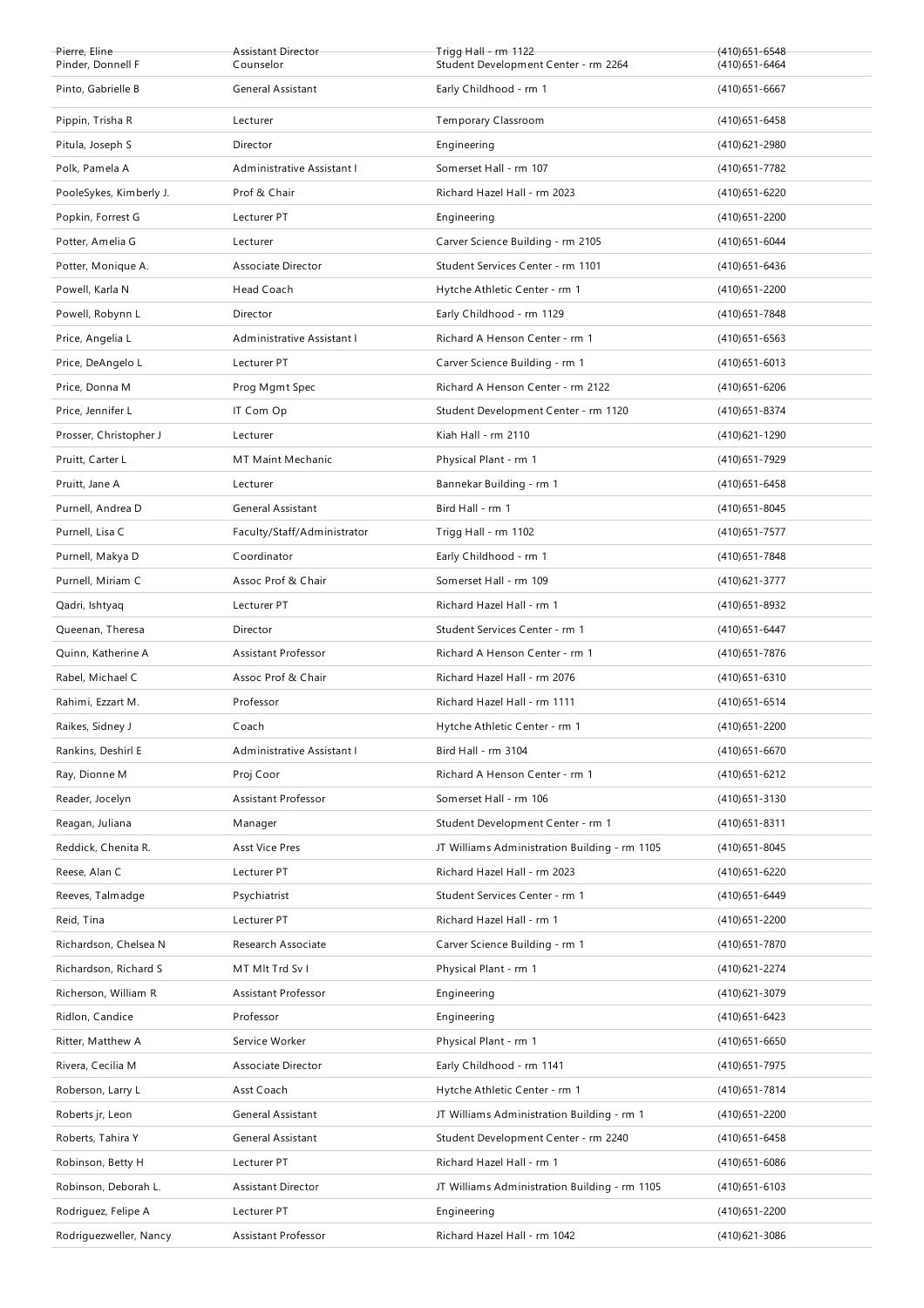| | | | |
|---|---|---|---|
| Pierre, Eline | Assistant Director | Trigg Hall - rm 1122 | (410)651-6548 |
| Pinder, Donnell F | Counselor | Student Development Center - rm 2264 | (410)651-6464 |
| Pinto, Gabrielle B | General Assistant | Early Childhood - rm 1 | (410)651-6667 |
| Pippin, Trisha R | Lecturer | Temporary Classroom | (410)651-6458 |
| Pitula, Joseph S | Director | Engineering | (410)621-2980 |
| Polk, Pamela A | Administrative Assistant I | Somerset Hall - rm 107 | (410)651-7782 |
| PooleSykes, Kimberly J. | Prof & Chair | Richard Hazel Hall - rm 2023 | (410)651-6220 |
| Popkin, Forrest G | Lecturer PT | Engineering | (410)651-2200 |
| Potter, Amelia G | Lecturer | Carver Science Building - rm 2105 | (410)651-6044 |
| Potter, Monique A. | Associate Director | Student Services Center - rm 1101 | (410)651-6436 |
| Powell, Karla N | Head Coach | Hytche Athletic Center - rm 1 | (410)651-2200 |
| Powell, Robynn L | Director | Early Childhood - rm 1129 | (410)651-7848 |
| Price, Angelia L | Administrative Assistant I | Richard A Henson Center - rm 1 | (410)651-6563 |
| Price, DeAngelo L | Lecturer PT | Carver Science Building - rm 1 | (410)651-6013 |
| Price, Donna M | Prog Mgmt Spec | Richard A Henson Center - rm 2122 | (410)651-6206 |
| Price, Jennifer L | IT Com Op | Student Development Center - rm 1120 | (410)651-8374 |
| Prosser, Christopher J | Lecturer | Kiah Hall - rm 2110 | (410)621-1290 |
| Pruitt, Carter L | MT Maint Mechanic | Physical Plant - rm 1 | (410)651-7929 |
| Pruitt, Jane A | Lecturer | Bannekar Building - rm 1 | (410)651-6458 |
| Purnell, Andrea D | General Assistant | Bird Hall - rm 1 | (410)651-8045 |
| Purnell, Lisa C | Faculty/Staff/Administrator | Trigg Hall - rm 1102 | (410)651-7577 |
| Purnell, Makya D | Coordinator | Early Childhood - rm 1 | (410)651-7848 |
| Purnell, Miriam C | Assoc Prof & Chair | Somerset Hall - rm 109 | (410)621-3777 |
| Qadri, Ishtyaq | Lecturer PT | Richard Hazel Hall - rm 1 | (410)651-8932 |
| Queenan, Theresa | Director | Student Services Center - rm 1 | (410)651-6447 |
| Quinn, Katherine A | Assistant Professor | Richard A Henson Center - rm 1 | (410)651-7876 |
| Rabel, Michael C | Assoc Prof & Chair | Richard Hazel Hall - rm 2076 | (410)651-6310 |
| Rahimi, Ezzart M. | Professor | Richard Hazel Hall - rm 1111 | (410)651-6514 |
| Raikes, Sidney J | Coach | Hytche Athletic Center - rm 1 | (410)651-2200 |
| Rankins, Deshirl E | Administrative Assistant I | Bird Hall - rm 3104 | (410)651-6670 |
| Ray, Dionne M | Proj Coor | Richard A Henson Center - rm 1 | (410)651-6212 |
| Reader, Jocelyn | Assistant Professor | Somerset Hall - rm 106 | (410)651-3130 |
| Reagan, Juliana | Manager | Student Development Center - rm 1 | (410)651-8311 |
| Reddick, Chenita R. | Asst Vice Pres | JT Williams Administration Building - rm 1105 | (410)651-8045 |
| Reese, Alan C | Lecturer PT | Richard Hazel Hall - rm 2023 | (410)651-6220 |
| Reeves, Talmadge | Psychiatrist | Student Services Center - rm 1 | (410)651-6449 |
| Reid, Tina | Lecturer PT | Richard Hazel Hall - rm 1 | (410)651-2200 |
| Richardson, Chelsea N | Research Associate | Carver Science Building - rm 1 | (410)651-7870 |
| Richardson, Richard S | MT Mlt Trd Sv I | Physical Plant - rm 1 | (410)621-2274 |
| Richerson, William R | Assistant Professor | Engineering | (410)621-3079 |
| Ridlon, Candice | Professor | Engineering | (410)651-6423 |
| Ritter, Matthew A | Service Worker | Physical Plant - rm 1 | (410)651-6650 |
| Rivera, Cecilia M | Associate Director | Early Childhood - rm 1141 | (410)651-7975 |
| Roberson, Larry L | Asst Coach | Hytche Athletic Center - rm 1 | (410)651-7814 |
| Roberts jr, Leon | General Assistant | JT Williams Administration Building - rm 1 | (410)651-2200 |
| Roberts, Tahira Y | General Assistant | Student Development Center - rm 2240 | (410)651-6458 |
| Robinson, Betty H | Lecturer PT | Richard Hazel Hall - rm 1 | (410)651-6086 |
| Robinson, Deborah L. | Assistant Director | JT Williams Administration Building - rm 1105 | (410)651-6103 |
| Rodriguez, Felipe A | Lecturer PT | Engineering | (410)651-2200 |
| Rodriguezweller, Nancy | Assistant Professor | Richard Hazel Hall - rm 1042 | (410)621-3086 |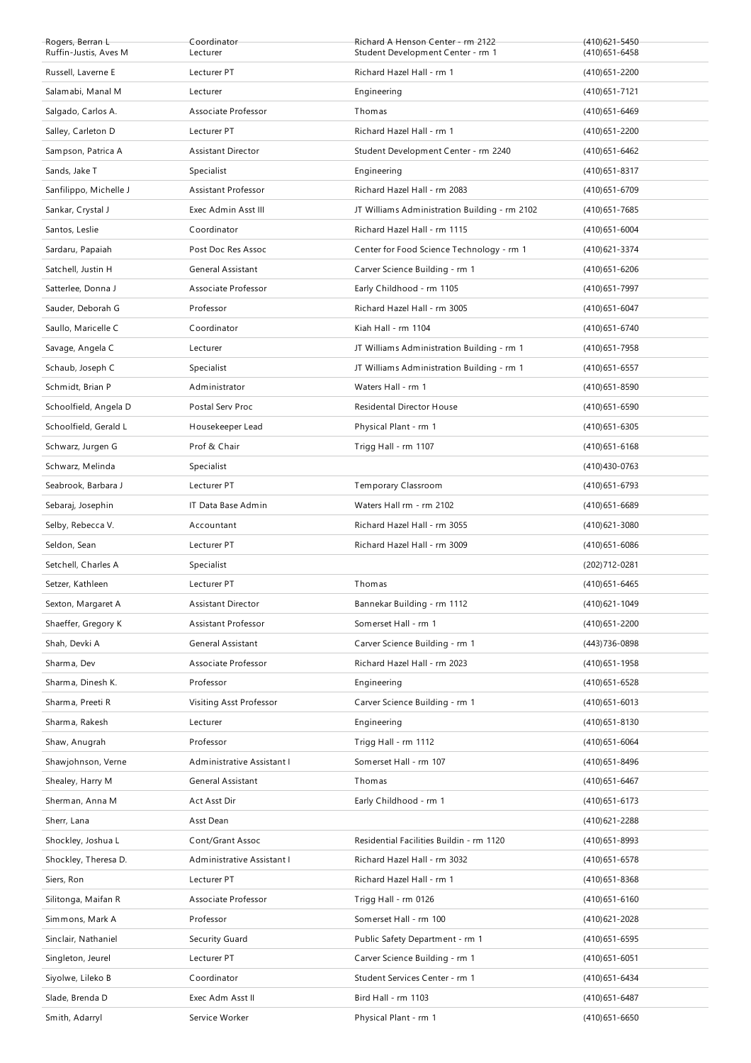| | | | |
|---|---|---|---|
| Rogers, Berran L | Coordinator | Richard A Henson Center - rm 2122 | (410)621-5450 |
| Ruffin-Justis, Aves M | Lecturer | Student Development Center - rm 1 | (410)651-6458 |
| Russell, Laverne E | Lecturer PT | Richard Hazel Hall - rm 1 | (410)651-2200 |
| Salamabi, Manal M | Lecturer | Engineering | (410)651-7121 |
| Salgado, Carlos A. | Associate Professor | Thomas | (410)651-6469 |
| Salley, Carleton D | Lecturer PT | Richard Hazel Hall - rm 1 | (410)651-2200 |
| Sampson, Patrica A | Assistant Director | Student Development Center - rm 2240 | (410)651-6462 |
| Sands, Jake T | Specialist | Engineering | (410)651-8317 |
| Sanfilippo, Michelle J | Assistant Professor | Richard Hazel Hall - rm 2083 | (410)651-6709 |
| Sankar, Crystal J | Exec Admin Asst III | JT Williams Administration Building - rm 2102 | (410)651-7685 |
| Santos, Leslie | Coordinator | Richard Hazel Hall - rm 1115 | (410)651-6004 |
| Sardaru, Papaiah | Post Doc Res Assoc | Center for Food Science Technology - rm 1 | (410)621-3374 |
| Satchell, Justin H | General Assistant | Carver Science Building - rm 1 | (410)651-6206 |
| Satterlee, Donna J | Associate Professor | Early Childhood - rm 1105 | (410)651-7997 |
| Sauder, Deborah G | Professor | Richard Hazel Hall - rm 3005 | (410)651-6047 |
| Saullo, Maricelle C | Coordinator | Kiah Hall - rm 1104 | (410)651-6740 |
| Savage, Angela C | Lecturer | JT Williams Administration Building - rm 1 | (410)651-7958 |
| Schaub, Joseph C | Specialist | JT Williams Administration Building - rm 1 | (410)651-6557 |
| Schmidt, Brian P | Administrator | Waters Hall - rm 1 | (410)651-8590 |
| Schoolfield, Angela D | Postal Serv Proc | Residental Director House | (410)651-6590 |
| Schoolfield, Gerald L | Housekeeper Lead | Physical Plant - rm 1 | (410)651-6305 |
| Schwarz, Jurgen G | Prof & Chair | Trigg Hall - rm 1107 | (410)651-6168 |
| Schwarz, Melinda | Specialist | | (410)430-0763 |
| Seabrook, Barbara J | Lecturer PT | Temporary Classroom | (410)651-6793 |
| Sebaraj, Josephin | IT Data Base Admin | Waters Hall rm - rm 2102 | (410)651-6689 |
| Selby, Rebecca V. | Accountant | Richard Hazel Hall - rm 3055 | (410)621-3080 |
| Seldon, Sean | Lecturer PT | Richard Hazel Hall - rm 3009 | (410)651-6086 |
| Setchell, Charles A | Specialist | | (202)712-0281 |
| Setzer, Kathleen | Lecturer PT | Thomas | (410)651-6465 |
| Sexton, Margaret A | Assistant Director | Bannekar Building - rm 1112 | (410)621-1049 |
| Shaeffer, Gregory K | Assistant Professor | Somerset Hall - rm 1 | (410)651-2200 |
| Shah, Devki A | General Assistant | Carver Science Building - rm 1 | (443)736-0898 |
| Sharma, Dev | Associate Professor | Richard Hazel Hall - rm 2023 | (410)651-1958 |
| Sharma, Dinesh K. | Professor | Engineering | (410)651-6528 |
| Sharma, Preeti R | Visiting Asst Professor | Carver Science Building - rm 1 | (410)651-6013 |
| Sharma, Rakesh | Lecturer | Engineering | (410)651-8130 |
| Shaw, Anugrah | Professor | Trigg Hall - rm 1112 | (410)651-6064 |
| Shawjohnson, Verne | Administrative Assistant I | Somerset Hall - rm 107 | (410)651-8496 |
| Shealey, Harry M | General Assistant | Thomas | (410)651-6467 |
| Sherman, Anna M | Act Asst Dir | Early Childhood - rm 1 | (410)651-6173 |
| Sherr, Lana | Asst Dean | | (410)621-2288 |
| Shockley, Joshua L | Cont/Grant Assoc | Residential Facilities Buildin - rm 1120 | (410)651-8993 |
| Shockley, Theresa D. | Administrative Assistant I | Richard Hazel Hall - rm 3032 | (410)651-6578 |
| Siers, Ron | Lecturer PT | Richard Hazel Hall - rm 1 | (410)651-8368 |
| Silitonga, Maifan R | Associate Professor | Trigg Hall - rm 0126 | (410)651-6160 |
| Simmons, Mark A | Professor | Somerset Hall - rm 100 | (410)621-2028 |
| Sinclair, Nathaniel | Security Guard | Public Safety Department - rm 1 | (410)651-6595 |
| Singleton, Jeurel | Lecturer PT | Carver Science Building - rm 1 | (410)651-6051 |
| Siyolwe, Lileko B | Coordinator | Student Services Center - rm 1 | (410)651-6434 |
| Slade, Brenda D | Exec Adm Asst II | Bird Hall - rm 1103 | (410)651-6487 |
| Smith, Adarryl | Service Worker | Physical Plant - rm 1 | (410)651-6650 |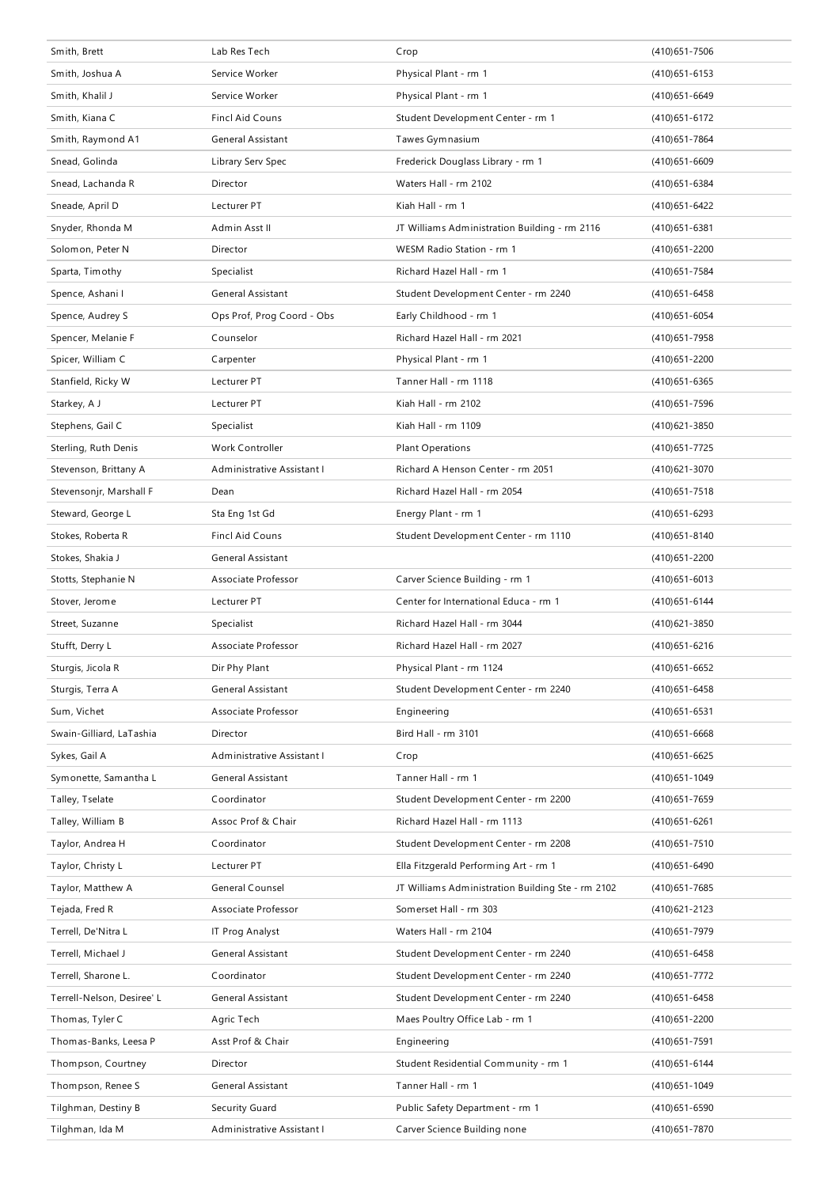| | | | |
|---|---|---|---|
| Smith, Brett | Lab Res Tech | Crop | (410)651-7506 |
| Smith, Joshua A | Service Worker | Physical Plant - rm 1 | (410)651-6153 |
| Smith, Khalil J | Service Worker | Physical Plant - rm 1 | (410)651-6649 |
| Smith, Kiana C | Fincl Aid Couns | Student Development Center - rm 1 | (410)651-6172 |
| Smith, Raymond A1 | General Assistant | Tawes Gymnasium | (410)651-7864 |
| Snead, Golinda | Library Serv Spec | Frederick Douglass Library - rm 1 | (410)651-6609 |
| Snead, Lachanda R | Director | Waters Hall - rm 2102 | (410)651-6384 |
| Sneade, April D | Lecturer PT | Kiah Hall - rm 1 | (410)651-6422 |
| Snyder, Rhonda M | Admin Asst II | JT Williams Administration Building - rm 2116 | (410)651-6381 |
| Solomon, Peter N | Director | WESM Radio Station - rm 1 | (410)651-2200 |
| Sparta, Timothy | Specialist | Richard Hazel Hall - rm 1 | (410)651-7584 |
| Spence, Ashani I | General Assistant | Student Development Center - rm 2240 | (410)651-6458 |
| Spence, Audrey S | Ops Prof, Prog Coord - Obs | Early Childhood - rm 1 | (410)651-6054 |
| Spencer, Melanie F | Counselor | Richard Hazel Hall - rm 2021 | (410)651-7958 |
| Spicer, William C | Carpenter | Physical Plant - rm 1 | (410)651-2200 |
| Stanfield, Ricky W | Lecturer PT | Tanner Hall - rm 1118 | (410)651-6365 |
| Starkey, A J | Lecturer PT | Kiah Hall - rm 2102 | (410)651-7596 |
| Stephens, Gail C | Specialist | Kiah Hall - rm 1109 | (410)621-3850 |
| Sterling, Ruth Denis | Work Controller | Plant Operations | (410)651-7725 |
| Stevenson, Brittany A | Administrative Assistant I | Richard A Henson Center - rm 2051 | (410)621-3070 |
| Stevensonjr, Marshall F | Dean | Richard Hazel Hall - rm 2054 | (410)651-7518 |
| Steward, George L | Sta Eng 1st Gd | Energy Plant - rm 1 | (410)651-6293 |
| Stokes, Roberta R | Fincl Aid Couns | Student Development Center - rm 1110 | (410)651-8140 |
| Stokes, Shakia J | General Assistant | | (410)651-2200 |
| Stotts, Stephanie N | Associate Professor | Carver Science Building - rm 1 | (410)651-6013 |
| Stover, Jerome | Lecturer PT | Center for International Educa - rm 1 | (410)651-6144 |
| Street, Suzanne | Specialist | Richard Hazel Hall - rm 3044 | (410)621-3850 |
| Stufft, Derry L | Associate Professor | Richard Hazel Hall - rm 2027 | (410)651-6216 |
| Sturgis, Jicola R | Dir Phy Plant | Physical Plant - rm 1124 | (410)651-6652 |
| Sturgis, Terra A | General Assistant | Student Development Center - rm 2240 | (410)651-6458 |
| Sum, Vichet | Associate Professor | Engineering | (410)651-6531 |
| Swain-Gilliard, LaTashia | Director | Bird Hall - rm 3101 | (410)651-6668 |
| Sykes, Gail A | Administrative Assistant I | Crop | (410)651-6625 |
| Symonette, Samantha L | General Assistant | Tanner Hall - rm 1 | (410)651-1049 |
| Talley, Tselate | Coordinator | Student Development Center - rm 2200 | (410)651-7659 |
| Talley, William B | Assoc Prof & Chair | Richard Hazel Hall - rm 1113 | (410)651-6261 |
| Taylor, Andrea H | Coordinator | Student Development Center - rm 2208 | (410)651-7510 |
| Taylor, Christy L | Lecturer PT | Ella Fitzgerald Performing Art - rm 1 | (410)651-6490 |
| Taylor, Matthew A | General Counsel | JT Williams Administration Building Ste - rm 2102 | (410)651-7685 |
| Tejada, Fred R | Associate Professor | Somerset Hall - rm 303 | (410)621-2123 |
| Terrell, De'Nitra L | IT Prog Analyst | Waters Hall - rm 2104 | (410)651-7979 |
| Terrell, Michael J | General Assistant | Student Development Center - rm 2240 | (410)651-6458 |
| Terrell, Sharone L. | Coordinator | Student Development Center - rm 2240 | (410)651-7772 |
| Terrell-Nelson, Desiree' L | General Assistant | Student Development Center - rm 2240 | (410)651-6458 |
| Thomas, Tyler C | Agric Tech | Maes Poultry Office Lab - rm 1 | (410)651-2200 |
| Thomas-Banks, Leesa P | Asst Prof & Chair | Engineering | (410)651-7591 |
| Thompson, Courtney | Director | Student Residential Community - rm 1 | (410)651-6144 |
| Thompson, Renee S | General Assistant | Tanner Hall - rm 1 | (410)651-1049 |
| Tilghman, Destiny B | Security Guard | Public Safety Department - rm 1 | (410)651-6590 |
| Tilghman, Ida M | Administrative Assistant I | Carver Science Building none | (410)651-7870 |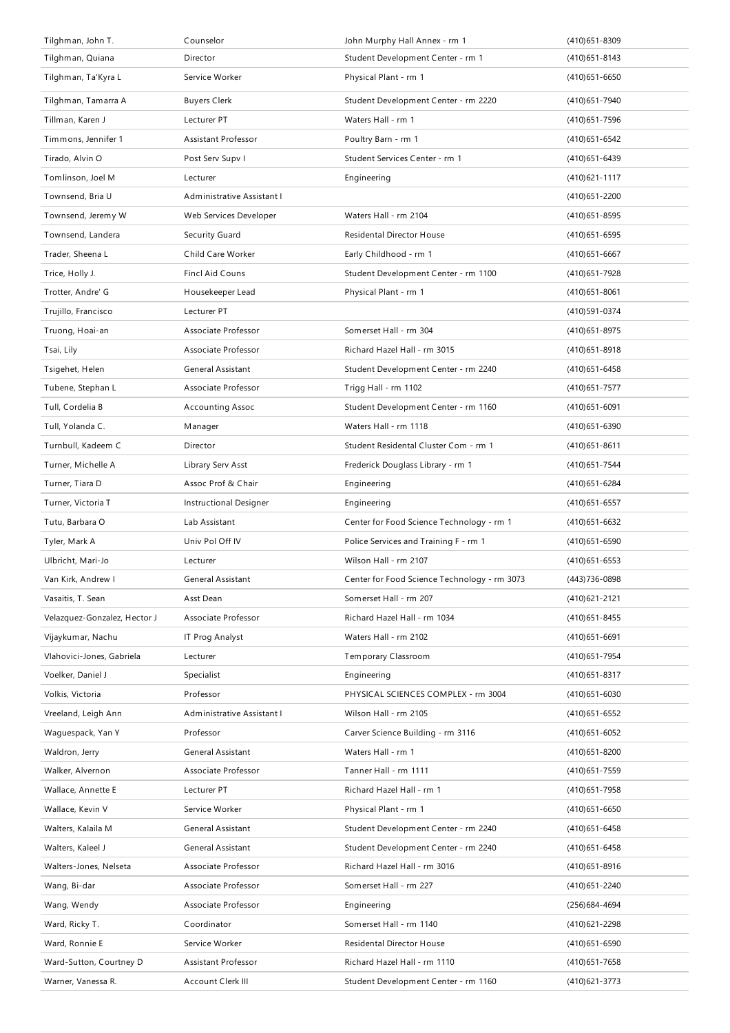| | | | |
|---|---|---|---|
| Tilghman, John T. | Counselor | John Murphy Hall Annex - rm 1 | (410)651-8309 |
| Tilghman, Quiana | Director | Student Development Center - rm 1 | (410)651-8143 |
| Tilghman, Ta'Kyra L | Service Worker | Physical Plant - rm 1 | (410)651-6650 |
| Tilghman, Tamarra A | Buyers Clerk | Student Development Center - rm 2220 | (410)651-7940 |
| Tillman, Karen J | Lecturer PT | Waters Hall - rm 1 | (410)651-7596 |
| Timmons, Jennifer 1 | Assistant Professor | Poultry Barn - rm 1 | (410)651-6542 |
| Tirado, Alvin O | Post Serv Supv I | Student Services Center - rm 1 | (410)651-6439 |
| Tomlinson, Joel M | Lecturer | Engineering | (410)621-1117 |
| Townsend, Bria U | Administrative Assistant I | | (410)651-2200 |
| Townsend, Jeremy W | Web Services Developer | Waters Hall - rm 2104 | (410)651-8595 |
| Townsend, Landera | Security Guard | Residental Director House | (410)651-6595 |
| Trader, Sheena L | Child Care Worker | Early Childhood - rm 1 | (410)651-6667 |
| Trice, Holly J. | Fincl Aid Couns | Student Development Center - rm 1100 | (410)651-7928 |
| Trotter, Andre' G | Housekeeper Lead | Physical Plant - rm 1 | (410)651-8061 |
| Trujillo, Francisco | Lecturer PT | | (410)591-0374 |
| Truong, Hoai-an | Associate Professor | Somerset Hall - rm 304 | (410)651-8975 |
| Tsai, Lily | Associate Professor | Richard Hazel Hall - rm 3015 | (410)651-8918 |
| Tsigehet, Helen | General Assistant | Student Development Center - rm 2240 | (410)651-6458 |
| Tubene, Stephan L | Associate Professor | Trigg Hall - rm 1102 | (410)651-7577 |
| Tull, Cordelia B | Accounting Assoc | Student Development Center - rm 1160 | (410)651-6091 |
| Tull, Yolanda C. | Manager | Waters Hall - rm 1118 | (410)651-6390 |
| Turnbull, Kadeem C | Director | Student Residental Cluster Com - rm 1 | (410)651-8611 |
| Turner, Michelle A | Library Serv Asst | Frederick Douglass Library - rm 1 | (410)651-7544 |
| Turner, Tiara D | Assoc Prof & Chair | Engineering | (410)651-6284 |
| Turner, Victoria T | Instructional Designer | Engineering | (410)651-6557 |
| Tutu, Barbara O | Lab Assistant | Center for Food Science Technology - rm 1 | (410)651-6632 |
| Tyler, Mark A | Univ Pol Off IV | Police Services and Training F - rm 1 | (410)651-6590 |
| Ulbricht, Mari-Jo | Lecturer | Wilson Hall - rm 2107 | (410)651-6553 |
| Van Kirk, Andrew I | General Assistant | Center for Food Science Technology - rm 3073 | (443)736-0898 |
| Vasaitis, T. Sean | Asst Dean | Somerset Hall - rm 207 | (410)621-2121 |
| Velazquez-Gonzalez, Hector J | Associate Professor | Richard Hazel Hall - rm 1034 | (410)651-8455 |
| Vijaykumar, Nachu | IT Prog Analyst | Waters Hall - rm 2102 | (410)651-6691 |
| Vlahovici-Jones, Gabriela | Lecturer | Temporary Classroom | (410)651-7954 |
| Voelker, Daniel J | Specialist | Engineering | (410)651-8317 |
| Volkis, Victoria | Professor | PHYSICAL SCIENCES COMPLEX - rm 3004 | (410)651-6030 |
| Vreeland, Leigh Ann | Administrative Assistant I | Wilson Hall - rm 2105 | (410)651-6552 |
| Waguespack, Yan Y | Professor | Carver Science Building - rm 3116 | (410)651-6052 |
| Waldron, Jerry | General Assistant | Waters Hall - rm 1 | (410)651-8200 |
| Walker, Alvernon | Associate Professor | Tanner Hall - rm 1111 | (410)651-7559 |
| Wallace, Annette E | Lecturer PT | Richard Hazel Hall - rm 1 | (410)651-7958 |
| Wallace, Kevin V | Service Worker | Physical Plant - rm 1 | (410)651-6650 |
| Walters, Kalaila M | General Assistant | Student Development Center - rm 2240 | (410)651-6458 |
| Walters, Kaleel J | General Assistant | Student Development Center - rm 2240 | (410)651-6458 |
| Walters-Jones, Nelseta | Associate Professor | Richard Hazel Hall - rm 3016 | (410)651-8916 |
| Wang, Bi-dar | Associate Professor | Somerset Hall - rm 227 | (410)651-2240 |
| Wang, Wendy | Associate Professor | Engineering | (256)684-4694 |
| Ward, Ricky T. | Coordinator | Somerset Hall - rm 1140 | (410)621-2298 |
| Ward, Ronnie E | Service Worker | Residental Director House | (410)651-6590 |
| Ward-Sutton, Courtney D | Assistant Professor | Richard Hazel Hall - rm 1110 | (410)651-7658 |
| Warner, Vanessa R. | Account Clerk III | Student Development Center - rm 1160 | (410)621-3773 |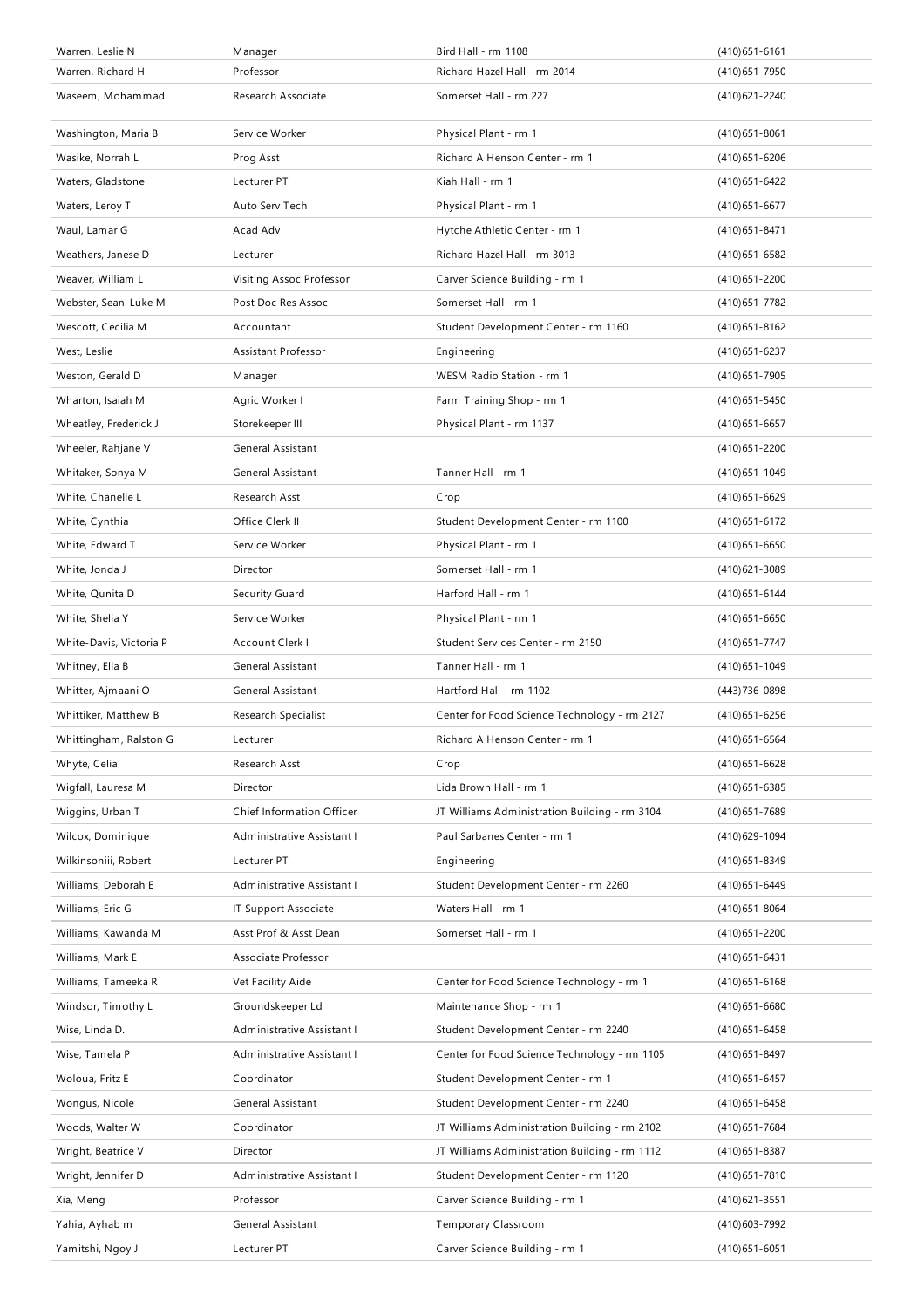| | | | |
|---|---|---|---|
| Warren, Leslie N | Manager | Bird Hall - rm 1108 | (410)651-6161 |
| Warren, Richard H | Professor | Richard Hazel Hall - rm 2014 | (410)651-7950 |
| Waseem, Mohammad | Research Associate | Somerset Hall - rm 227 | (410)621-2240 |
| Washington, Maria B | Service Worker | Physical Plant - rm 1 | (410)651-8061 |
| Wasike, Norrah L | Prog Asst | Richard A Henson Center - rm 1 | (410)651-6206 |
| Waters, Gladstone | Lecturer PT | Kiah Hall - rm 1 | (410)651-6422 |
| Waters, Leroy T | Auto Serv Tech | Physical Plant - rm 1 | (410)651-6677 |
| Waul, Lamar G | Acad Adv | Hytche Athletic Center - rm 1 | (410)651-8471 |
| Weathers, Janese D | Lecturer | Richard Hazel Hall - rm 3013 | (410)651-6582 |
| Weaver, William L | Visiting Assoc Professor | Carver Science Building - rm 1 | (410)651-2200 |
| Webster, Sean-Luke M | Post Doc Res Assoc | Somerset Hall - rm 1 | (410)651-7782 |
| Wescott, Cecilia M | Accountant | Student Development Center - rm 1160 | (410)651-8162 |
| West, Leslie | Assistant Professor | Engineering | (410)651-6237 |
| Weston, Gerald D | Manager | WESM Radio Station - rm 1 | (410)651-7905 |
| Wharton, Isaiah M | Agric Worker I | Farm Training Shop - rm 1 | (410)651-5450 |
| Wheatley, Frederick J | Storekeeper III | Physical Plant - rm 1137 | (410)651-6657 |
| Wheeler, Rahjane V | General Assistant | | (410)651-2200 |
| Whitaker, Sonya M | General Assistant | Tanner Hall - rm 1 | (410)651-1049 |
| White, Chanelle L | Research Asst | Crop | (410)651-6629 |
| White, Cynthia | Office Clerk II | Student Development Center - rm 1100 | (410)651-6172 |
| White, Edward T | Service Worker | Physical Plant - rm 1 | (410)651-6650 |
| White, Jonda J | Director | Somerset Hall - rm 1 | (410)621-3089 |
| White, Qunita D | Security Guard | Harford Hall - rm 1 | (410)651-6144 |
| White, Shelia Y | Service Worker | Physical Plant - rm 1 | (410)651-6650 |
| White-Davis, Victoria P | Account Clerk I | Student Services Center - rm 2150 | (410)651-7747 |
| Whitney, Ella B | General Assistant | Tanner Hall - rm 1 | (410)651-1049 |
| Whitter, Ajmaani O | General Assistant | Hartford Hall - rm 1102 | (443)736-0898 |
| Whittiker, Matthew B | Research Specialist | Center for Food Science Technology - rm 2127 | (410)651-6256 |
| Whittingham, Ralston G | Lecturer | Richard A Henson Center - rm 1 | (410)651-6564 |
| Whyte, Celia | Research Asst | Crop | (410)651-6628 |
| Wigfall, Lauresa M | Director | Lida Brown Hall - rm 1 | (410)651-6385 |
| Wiggins, Urban T | Chief Information Officer | JT Williams Administration Building - rm 3104 | (410)651-7689 |
| Wilcox, Dominique | Administrative Assistant I | Paul Sarbanes Center - rm 1 | (410)629-1094 |
| Wilkinsoniii, Robert | Lecturer PT | Engineering | (410)651-8349 |
| Williams, Deborah E | Administrative Assistant I | Student Development Center - rm 2260 | (410)651-6449 |
| Williams, Eric G | IT Support Associate | Waters Hall - rm 1 | (410)651-8064 |
| Williams, Kawanda M | Asst Prof & Asst Dean | Somerset Hall - rm 1 | (410)651-2200 |
| Williams, Mark E | Associate Professor | | (410)651-6431 |
| Williams, Tameeka R | Vet Facility Aide | Center for Food Science Technology - rm 1 | (410)651-6168 |
| Windsor, Timothy L | Groundskeeper Ld | Maintenance Shop - rm 1 | (410)651-6680 |
| Wise, Linda D. | Administrative Assistant I | Student Development Center - rm 2240 | (410)651-6458 |
| Wise, Tamela P | Administrative Assistant I | Center for Food Science Technology - rm 1105 | (410)651-8497 |
| Woloua, Fritz E | Coordinator | Student Development Center - rm 1 | (410)651-6457 |
| Wongus, Nicole | General Assistant | Student Development Center - rm 2240 | (410)651-6458 |
| Woods, Walter W | Coordinator | JT Williams Administration Building - rm 2102 | (410)651-7684 |
| Wright, Beatrice V | Director | JT Williams Administration Building - rm 1112 | (410)651-8387 |
| Wright, Jennifer D | Administrative Assistant I | Student Development Center - rm 1120 | (410)651-7810 |
| Xia, Meng | Professor | Carver Science Building - rm 1 | (410)621-3551 |
| Yahia, Ayhab m | General Assistant | Temporary Classroom | (410)603-7992 |
| Yamitshi, Ngoy J | Lecturer PT | Carver Science Building - rm 1 | (410)651-6051 |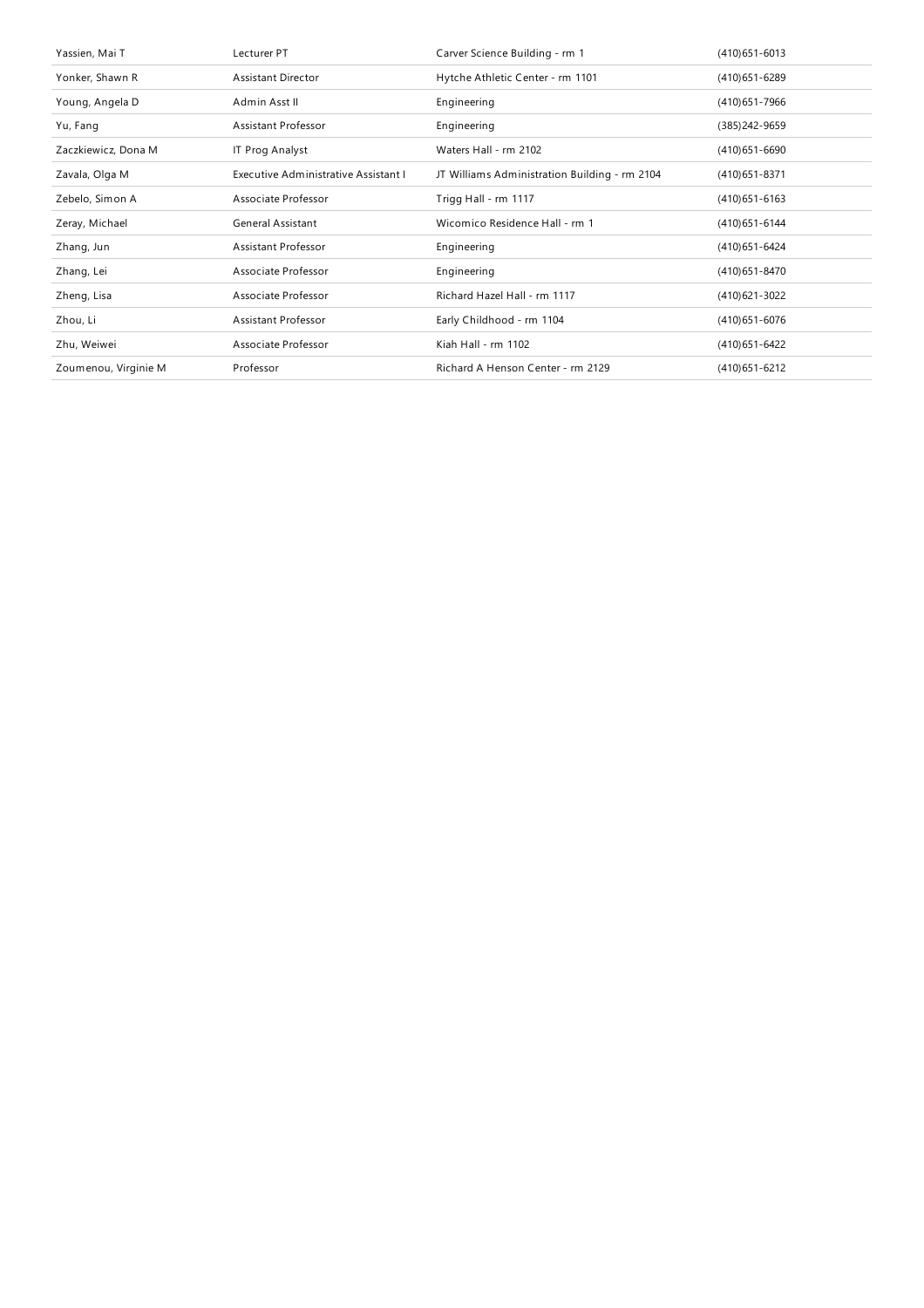| | | | |
|---|---|---|---|
| Yassien, Mai T | Lecturer PT | Carver Science Building - rm 1 | (410)651-6013 |
| Yonker, Shawn R | Assistant Director | Hytche Athletic Center - rm 1101 | (410)651-6289 |
| Young, Angela D | Admin Asst II | Engineering | (410)651-7966 |
| Yu, Fang | Assistant Professor | Engineering | (385)242-9659 |
| Zaczkiewicz, Dona M | IT Prog Analyst | Waters Hall - rm 2102 | (410)651-6690 |
| Zavala, Olga M | Executive Administrative Assistant I | JT Williams Administration Building - rm 2104 | (410)651-8371 |
| Zebelo, Simon A | Associate Professor | Trigg Hall - rm 1117 | (410)651-6163 |
| Zeray, Michael | General Assistant | Wicomico Residence Hall - rm 1 | (410)651-6144 |
| Zhang, Jun | Assistant Professor | Engineering | (410)651-6424 |
| Zhang, Lei | Associate Professor | Engineering | (410)651-8470 |
| Zheng, Lisa | Associate Professor | Richard Hazel Hall - rm 1117 | (410)621-3022 |
| Zhou, Li | Assistant Professor | Early Childhood - rm 1104 | (410)651-6076 |
| Zhu, Weiwei | Associate Professor | Kiah Hall - rm 1102 | (410)651-6422 |
| Zoumenou, Virginie M | Professor | Richard A Henson Center - rm 2129 | (410)651-6212 |